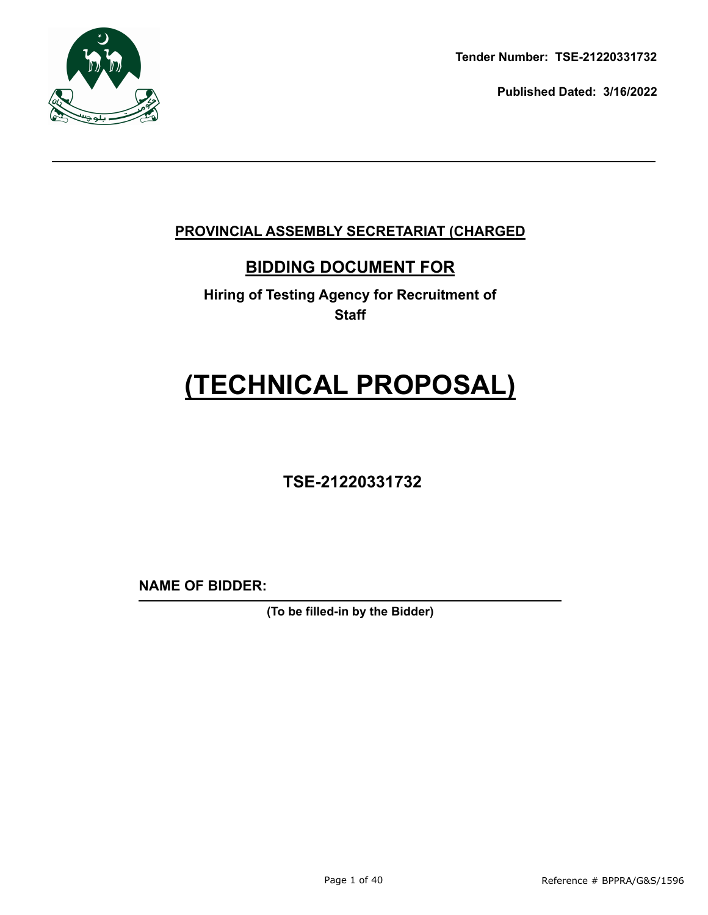**Tender Number: TSE-21220331732**

**Published Dated: 3/16/2022**

---

## PROVINCIAL ASSEMBLY SECRETARIAT (CHARGED

## BIDDING DOCUMENT FOR

**Hiring of Testing Agency for Recruitment of Staff**

# (TECHNICAL PROPOSAL)

## TSE-21220331732

**NAME OF BIDDER:** ______________________________

**(To be filled-in by the Bidder)**

Reference # BPPRA/G&S/1596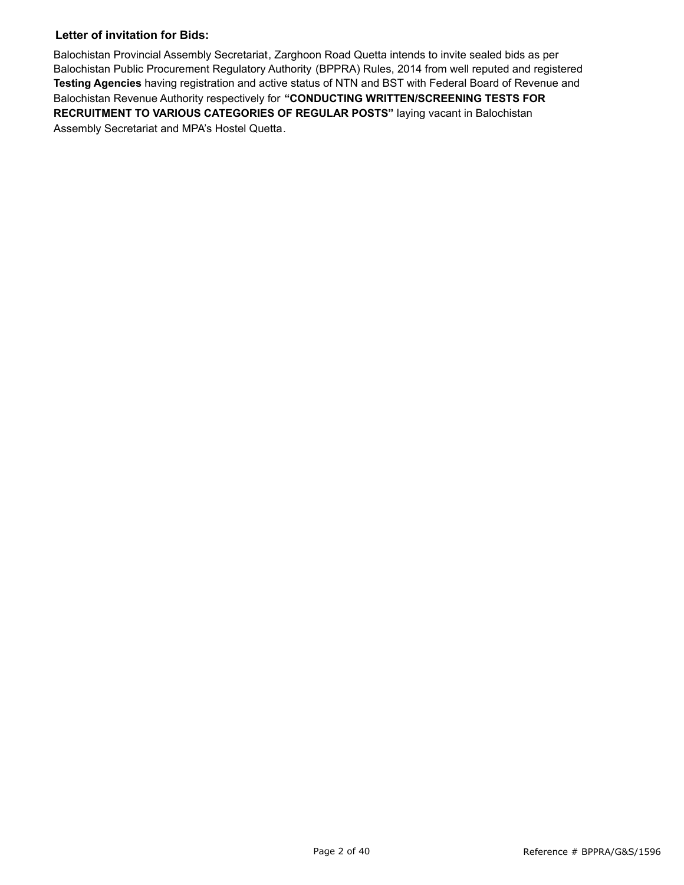**Letter of invitation for Bids:**

Balochistan Provincial Assembly Secretariat, Zarghoon Road Quetta intends to invite sealed bids as per Balochistan Public Procurement Regulatory Authority (BPPRA) Rules, 2014 from well reputed and registered **Testing Agencies** having registration and active status of NTN and BST with Federal Board of Revenue and Balochistan Revenue Authority respectively for **"CONDUCTING WRITTEN/SCREENING TESTS FOR RECRUITMENT TO VARIOUS CATEGORIES OF REGULAR POSTS"** laying vacant in Balochistan Assembly Secretariat and MPA's Hostel Quetta.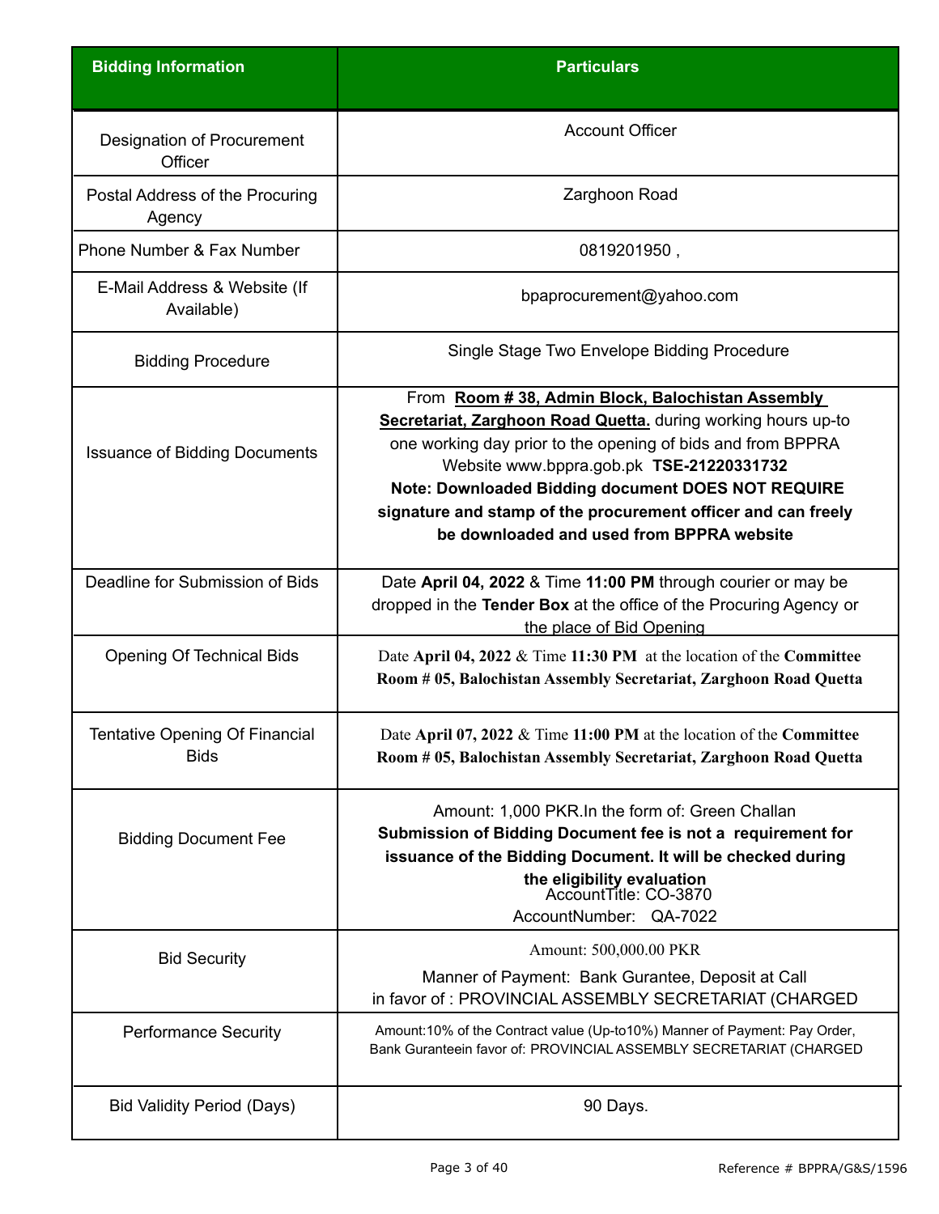| Bidding Information | Particulars |
|---|---|
| Designation of Procurement Officer | Account Officer |
| Postal Address of the Procuring Agency | Zarghoon Road |
| Phone Number & Fax Number | 0819201950 , |
| E-Mail Address & Website (If Available) | bpaprocurement@yahoo.com |
| Bidding Procedure | Single Stage Two Envelope Bidding Procedure |
| Issuance of Bidding Documents | From **Room # 38, Admin Block, Balochistan Assembly Secretariat, Zarghoon Road Quetta.** during working hours up-to one working day prior to the opening of bids and from BPPRA Website www.bppra.gob.pk **TSE-21220331732** **Note: Downloaded Bidding document DOES NOT REQUIRE signature and stamp of the procurement officer and can freely be downloaded and used from BPPRA website** |
| Deadline for Submission of Bids | Date **April 04, 2022** & Time **11:00 PM** through courier or may be dropped in the **Tender Box** at the office of the Procuring Agency or the place of Bid Opening |
| Opening Of Technical Bids | Date **April 04, 2022** & Time **11:30 PM** at the location of the **Committee Room # 05, Balochistan Assembly Secretariat, Zarghoon Road Quetta** |
| Tentative Opening Of Financial Bids | Date **April 07, 2022** & Time **11:00 PM** at the location of the **Committee Room # 05, Balochistan Assembly Secretariat, Zarghoon Road Quetta** |
| Bidding Document Fee | Amount: 1,000 PKR.In the form of: Green Challan **Submission of Bidding Document fee is not a requirement for issuance of the Bidding Document. It will be checked during the eligibility evaluation** AccountTitle: CO-3870 AccountNumber: QA-7022 |
| Bid Security | Amount: 500,000.00 PKR Manner of Payment: Bank Gurantee, Deposit at Call in favor of : PROVINCIAL ASSEMBLY SECRETARIAT (CHARGED |
| Performance Security | Amount:10% of the Contract value (Up-to10%) Manner of Payment: Pay Order, Bank Guranteein favor of: PROVINCIAL ASSEMBLY SECRETARIAT (CHARGED |
| Bid Validity Period (Days) | 90 Days. |

Reference # BPPRA/G&S/1596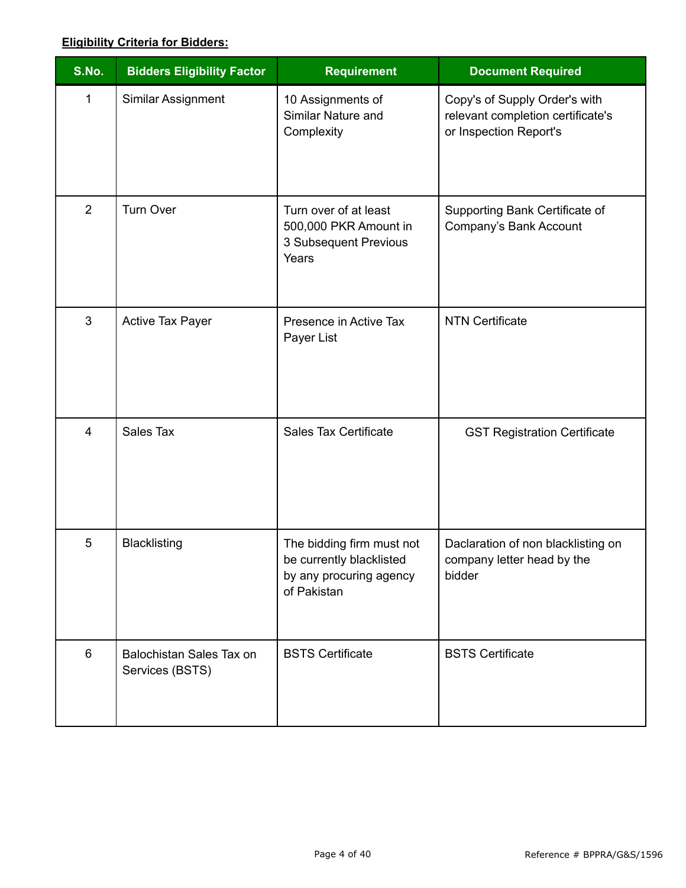**Eligibility Criteria for Bidders:**

| S.No. | Bidders Eligibility Factor | Requirement | Document Required |
|---|---|---|---|
| 1 | Similar Assignment | 10 Assignments of Similar Nature and Complexity | Copy's of Supply Order's with relevant completion certificate's or Inspection Report's |
| 2 | Turn Over | Turn over of at least 500,000 PKR Amount in 3 Subsequent Previous Years | Supporting Bank Certificate of Company's Bank Account |
| 3 | Active Tax Payer | Presence in Active Tax Payer List | NTN Certificate |
| 4 | Sales Tax | Sales Tax Certificate | GST Registration Certificate |
| 5 | Blacklisting | The bidding firm must not be currently blacklisted by any procuring agency of Pakistan | Daclaration of non blacklisting on company letter head by the bidder |
| 6 | Balochistan Sales Tax on Services (BSTS) | BSTS Certificate | BSTS Certificate |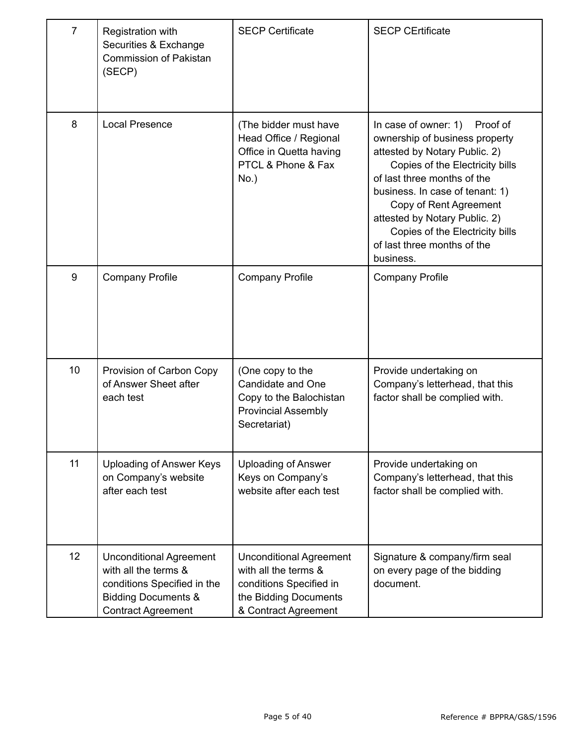| 7 | Registration with Securities & Exchange Commission of Pakistan (SECP) | SECP Certificate | SECP CErtificate |
|---|---|---|---|
| 8 | Local Presence | (The bidder must have Head Office / Regional Office in Quetta having PTCL & Phone & Fax No.) | In case of owner: 1) Proof of ownership of business property attested by Notary Public. 2) Copies of the Electricity bills of last three months of the business. In case of tenant: 1) Copy of Rent Agreement attested by Notary Public. 2) Copies of the Electricity bills of last three months of the business. |
| 9 | Company Profile | Company Profile | Company Profile |
| 10 | Provision of Carbon Copy of Answer Sheet after each test | (One copy to the Candidate and One Copy to the Balochistan Provincial Assembly Secretariat) | Provide undertaking on Company's letterhead, that this factor shall be complied with. |
| 11 | Uploading of Answer Keys on Company's website after each test | Uploading of Answer Keys on Company's website after each test | Provide undertaking on Company's letterhead, that this factor shall be complied with. |
| 12 | Unconditional Agreement with all the terms & conditions Specified in the Bidding Documents & Contract Agreement | Unconditional Agreement with all the terms & conditions Specified in the Bidding Documents & Contract Agreement | Signature & company/firm seal on every page of the bidding document. |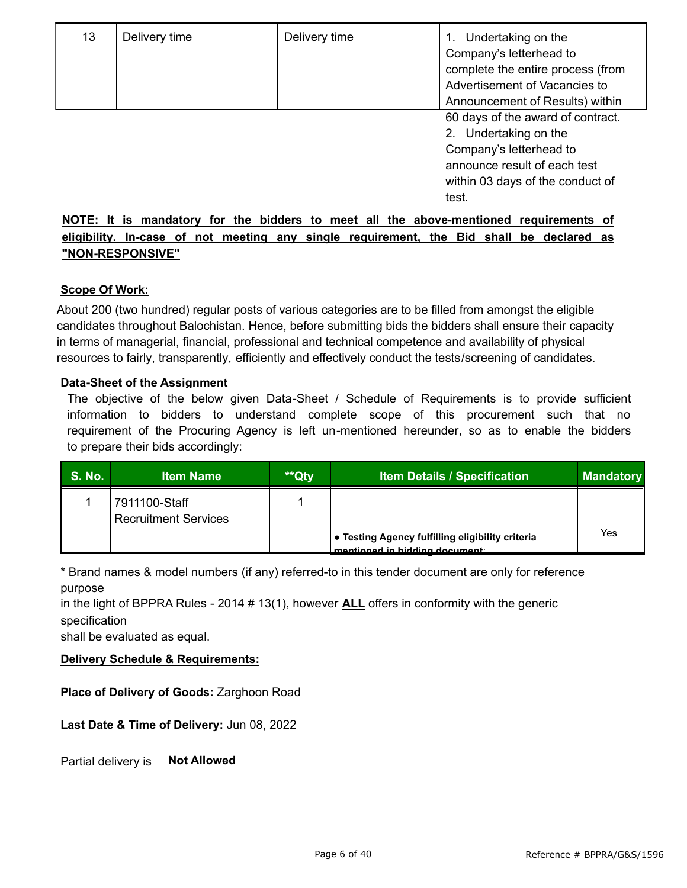| 13 | Delivery time | Delivery time | 1. Undertaking on the Company's letterhead to complete the entire process (from Advertisement of Vacancies to Announcement of Results) within 60 days of the award of contract.<br>2. Undertaking on the Company's letterhead to announce result of each test within 03 days of the conduct of test. |
|---|---|---|---|

**NOTE: It is mandatory for the bidders to meet all the above-mentioned requirements of eligibility. In-case of not meeting any single requirement, the Bid shall be declared as "NON-RESPONSIVE"**

**Scope Of Work:**

About 200 (two hundred) regular posts of various categories are to be filled from amongst the eligible candidates throughout Balochistan. Hence, before submitting bids the bidders shall ensure their capacity in terms of managerial, financial, professional and technical competence and availability of physical resources to fairly, transparently, efficiently and effectively conduct the tests/screening of candidates.

**Data-Sheet of the Assignment**

The objective of the below given Data-Sheet / Schedule of Requirements is to provide sufficient information to bidders to understand complete scope of this procurement such that no requirement of the Procuring Agency is left un-mentioned hereunder, so as to enable the bidders to prepare their bids accordingly:

| S. No. | Item Name | **Qty | Item Details / Specification | Mandatory |
|---|---|---|---|---|
| 1 | 7911100-Staff Recruitment Services | 1 | • **Testing Agency fulfilling eligibility criteria mentioned in bidding document;** | Yes |

* Brand names & model numbers (if any) referred-to in this tender document are only for reference purpose
in the light of BPPRA Rules - 2014 # 13(1), however **ALL** offers in conformity with the generic specification
shall be evaluated as equal.

**Delivery Schedule & Requirements:**

**Place of Delivery of Goods:** Zarghoon Road

**Last Date & Time of Delivery:** Jun 08, 2022

Partial delivery is **Not Allowed**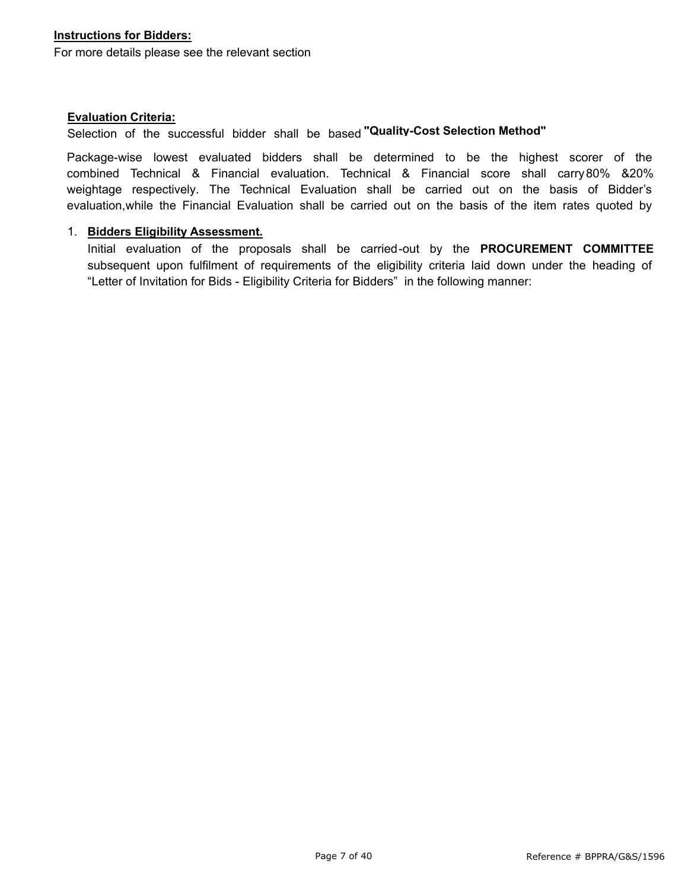**Instructions for Bidders:**

For more details please see the relevant section

**Evaluation Criteria:**

Selection of the successful bidder shall be based **"Quality-Cost Selection Method"**

Package-wise lowest evaluated bidders shall be determined to be the highest scorer of the combined Technical & Financial evaluation. Technical & Financial score shall carry 80% &20% weightage respectively. The Technical Evaluation shall be carried out on the basis of Bidder's evaluation,while the Financial Evaluation shall be carried out on the basis of the item rates quoted by

1. **Bidders Eligibility Assessment.**

   Initial evaluation of the proposals shall be carried-out by the **PROCUREMENT COMMITTEE** subsequent upon fulfilment of requirements of the eligibility criteria laid down under the heading of "Letter of Invitation for Bids - Eligibility Criteria for Bidders" in the following manner: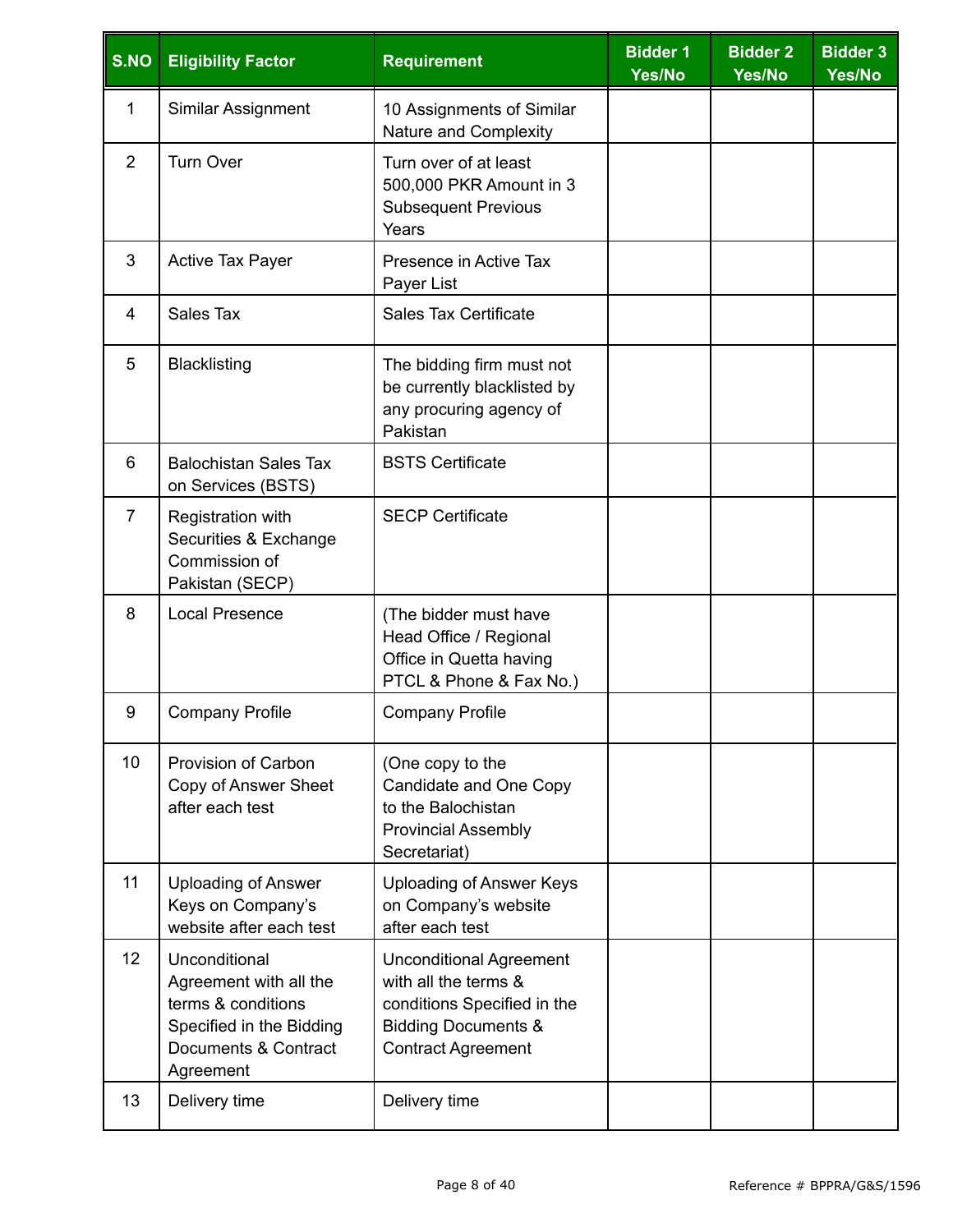| S.NO | Eligibility Factor | Requirement | Bidder 1 Yes/No | Bidder 2 Yes/No | Bidder 3 Yes/No |
|---|---|---|---|---|---|
| 1 | Similar Assignment | 10 Assignments of Similar Nature and Complexity | | | |
| 2 | Turn Over | Turn over of at least 500,000 PKR Amount in 3 Subsequent Previous Years | | | |
| 3 | Active Tax Payer | Presence in Active Tax Payer List | | | |
| 4 | Sales Tax | Sales Tax Certificate | | | |
| 5 | Blacklisting | The bidding firm must not be currently blacklisted by any procuring agency of Pakistan | | | |
| 6 | Balochistan Sales Tax on Services (BSTS) | BSTS Certificate | | | |
| 7 | Registration with Securities & Exchange Commission of Pakistan (SECP) | SECP Certificate | | | |
| 8 | Local Presence | (The bidder must have Head Office / Regional Office in Quetta having PTCL & Phone & Fax No.) | | | |
| 9 | Company Profile | Company Profile | | | |
| 10 | Provision of Carbon Copy of Answer Sheet after each test | (One copy to the Candidate and One Copy to the Balochistan Provincial Assembly Secretariat) | | | |
| 11 | Uploading of Answer Keys on Company's website after each test | Uploading of Answer Keys on Company's website after each test | | | |
| 12 | Unconditional Agreement with all the terms & conditions Specified in the Bidding Documents & Contract Agreement | Unconditional Agreement with all the terms & conditions Specified in the Bidding Documents & Contract Agreement | | | |
| 13 | Delivery time | Delivery time | | | |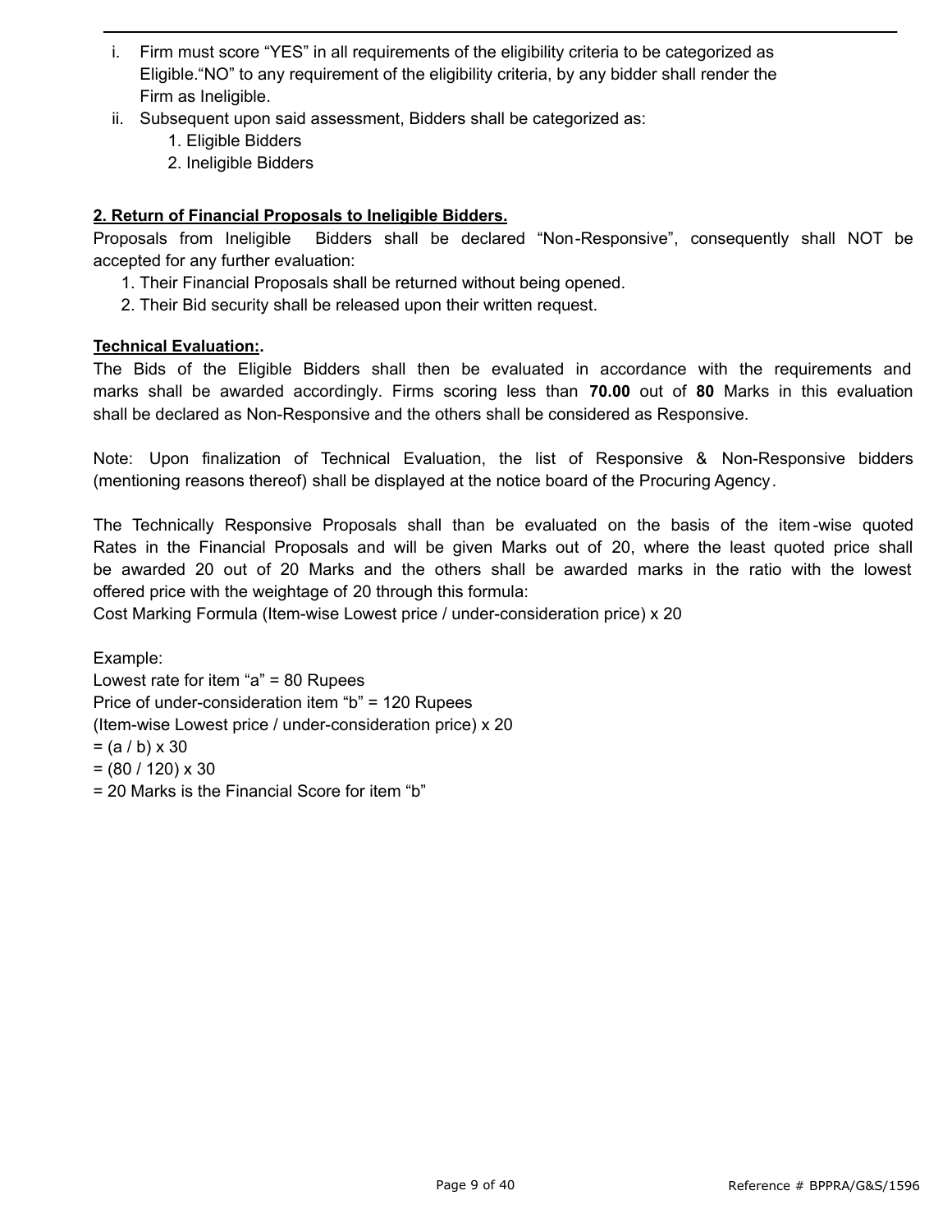i. Firm must score “YES” in all requirements of the eligibility criteria to be categorized as Eligible.“NO” to any requirement of the eligibility criteria, by any bidder shall render the Firm as Ineligible.
ii. Subsequent upon said assessment, Bidders shall be categorized as:
    1. Eligible Bidders
    2. Ineligible Bidders

**2. Return of Financial Proposals to Ineligible Bidders.**

Proposals from Ineligible Bidders shall be declared “Non-Responsive”, consequently shall NOT be accepted for any further evaluation:

1. Their Financial Proposals shall be returned without being opened.
2. Their Bid security shall be released upon their written request.

**Technical Evaluation:.**

The Bids of the Eligible Bidders shall then be evaluated in accordance with the requirements and marks shall be awarded accordingly. Firms scoring less than **70.00** out of **80** Marks in this evaluation shall be declared as Non-Responsive and the others shall be considered as Responsive.

Note: Upon finalization of Technical Evaluation, the list of Responsive & Non-Responsive bidders (mentioning reasons thereof) shall be displayed at the notice board of the Procuring Agency.

The Technically Responsive Proposals shall than be evaluated on the basis of the item-wise quoted Rates in the Financial Proposals and will be given Marks out of 20, where the least quoted price shall be awarded 20 out of 20 Marks and the others shall be awarded marks in the ratio with the lowest offered price with the weightage of 20 through this formula:
Cost Marking Formula (Item-wise Lowest price / under-consideration price) x 20

Example:
Lowest rate for item “a” = 80 Rupees
Price of under-consideration item “b” = 120 Rupees
(Item-wise Lowest price / under-consideration price) x 20
= (a / b) x 30
= (80 / 120) x 30
= 20 Marks is the Financial Score for item “b”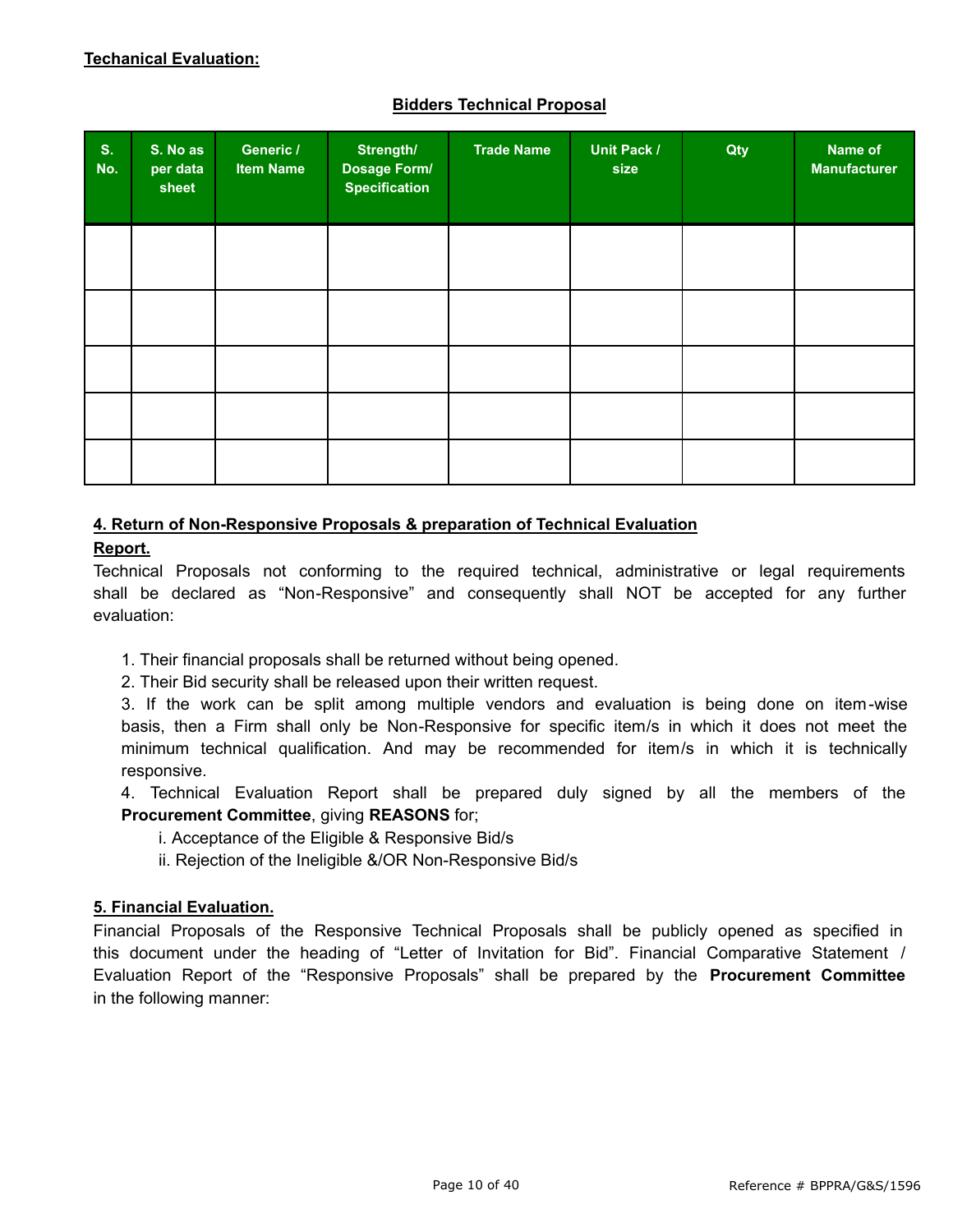**Techanical Evaluation:**

**Bidders Technical Proposal**

| S. No. | S. No as per data sheet | Generic / Item Name | Strength/ Dosage Form/ Specification | Trade Name | Unit Pack / size | Qty | Name of Manufacturer |
|---|---|---|---|---|---|---|---|
| | | | | | | | |
| | | | | | | | |
| | | | | | | | |
| | | | | | | | |
| | | | | | | | |

**4. Return of Non-Responsive Proposals & preparation of Technical Evaluation Report.**

Technical Proposals not conforming to the required technical, administrative or legal requirements shall be declared as "Non-Responsive" and consequently shall NOT be accepted for any further evaluation:

1. Their financial proposals shall be returned without being opened.
2. Their Bid security shall be released upon their written request.
3. If the work can be split among multiple vendors and evaluation is being done on item-wise basis, then a Firm shall only be Non-Responsive for specific item/s in which it does not meet the minimum technical qualification. And may be recommended for item/s in which it is technically responsive.
4. Technical Evaluation Report shall be prepared duly signed by all the members of the **Procurement Committee**, giving **REASONS** for;
   i. Acceptance of the Eligible & Responsive Bid/s
   ii. Rejection of the Ineligible &/OR Non-Responsive Bid/s

**5. Financial Evaluation.**

Financial Proposals of the Responsive Technical Proposals shall be publicly opened as specified in this document under the heading of "Letter of Invitation for Bid". Financial Comparative Statement / Evaluation Report of the "Responsive Proposals" shall be prepared by the **Procurement Committee** in the following manner: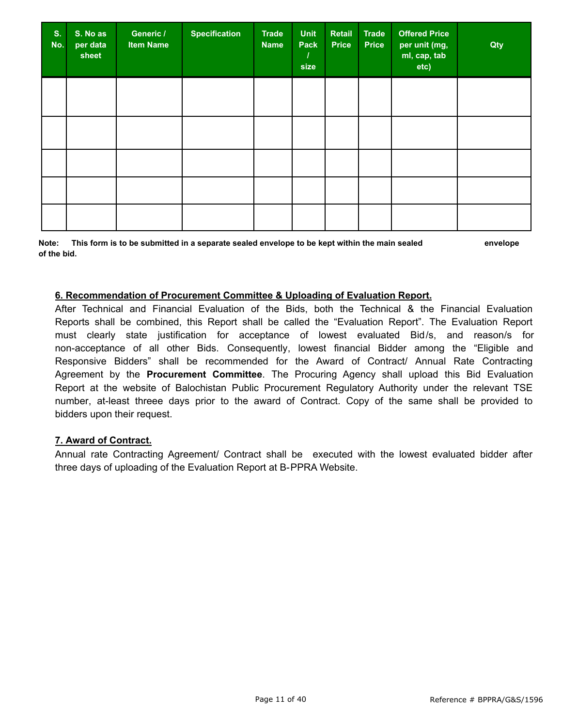| S. No. | S. No as per data sheet | Generic / Item Name | Specification | Trade Name | Unit Pack / size | Retail Price | Trade Price | Offered Price per unit (mg, ml, cap, tab etc) | Qty |
|---|---|---|---|---|---|---|---|---|---|
| | | | | | | | | | |
| | | | | | | | | | |
| | | | | | | | | | |
| | | | | | | | | | |
| | | | | | | | | | |

**Note: This form is to be submitted in a separate sealed envelope to be kept within the main sealed envelope of the bid.**

**6. Recommendation of Procurement Committee & Uploading of Evaluation Report.**

After Technical and Financial Evaluation of the Bids, both the Technical & the Financial Evaluation Reports shall be combined, this Report shall be called the "Evaluation Report". The Evaluation Report must clearly state justification for acceptance of lowest evaluated Bid/s, and reason/s for non-acceptance of all other Bids. Consequently, lowest financial Bidder among the "Eligible and Responsive Bidders" shall be recommended for the Award of Contract/ Annual Rate Contracting Agreement by the **Procurement Committee**. The Procuring Agency shall upload this Bid Evaluation Report at the website of Balochistan Public Procurement Regulatory Authority under the relevant TSE number, at-least threee days prior to the award of Contract. Copy of the same shall be provided to bidders upon their request.

**7. Award of Contract.**

Annual rate Contracting Agreement/ Contract shall be executed with the lowest evaluated bidder after three days of uploading of the Evaluation Report at B-PPRA Website.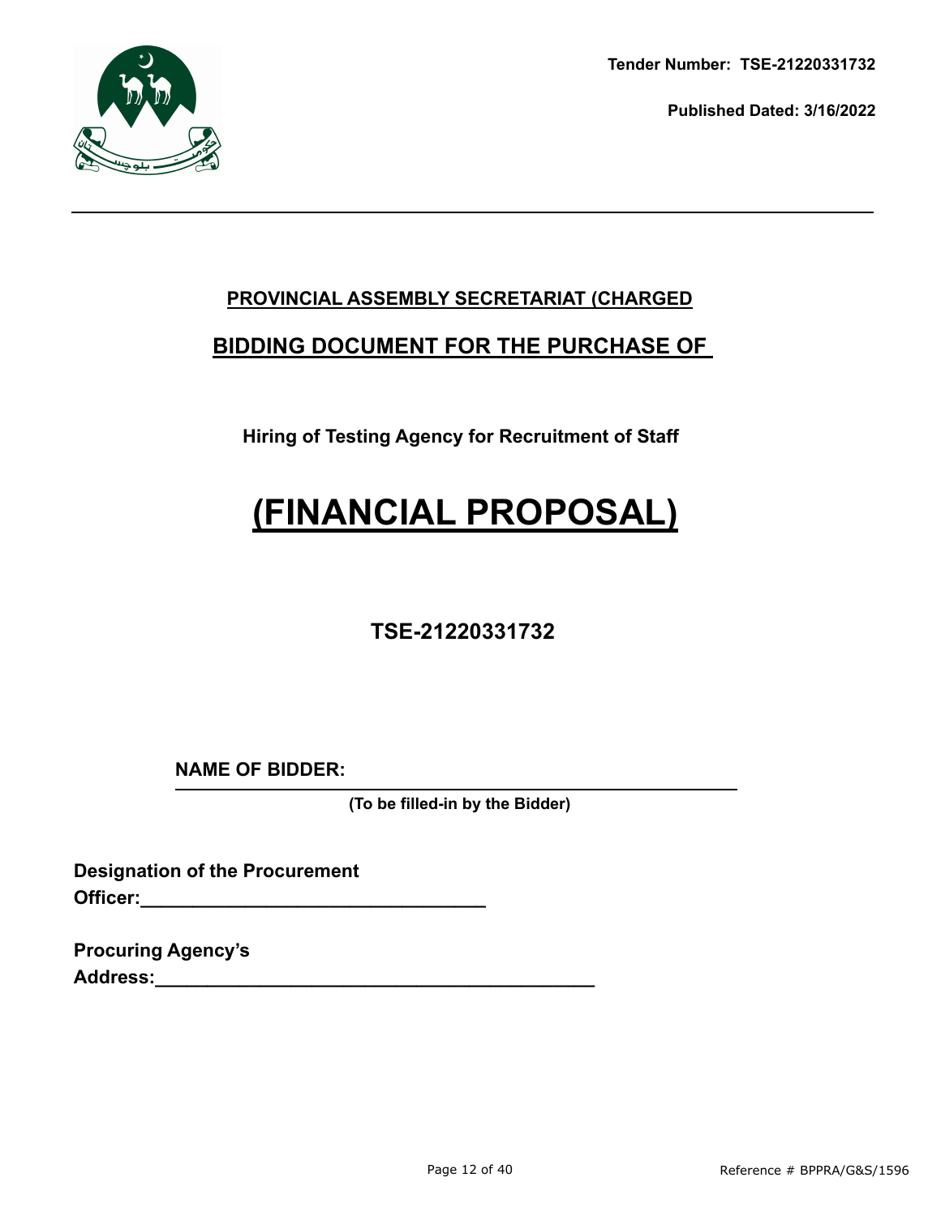Tender Number: TSE-21220331732

Published Dated: 3/16/2022

## PROVINCIAL ASSEMBLY SECRETARIAT (CHARGED

## BIDDING DOCUMENT FOR THE PURCHASE OF

**Hiring of Testing Agency for Recruitment of Staff**

# (FINANCIAL PROPOSAL)

## TSE-21220331732

**NAME OF BIDDER:** ______________________________________________

**(To be filled-in by the Bidder)**

**Designation of the Procurement Officer:**________________________________

**Procuring Agency's Address:**_________________________________________

Reference # BPPRA/G&S/1596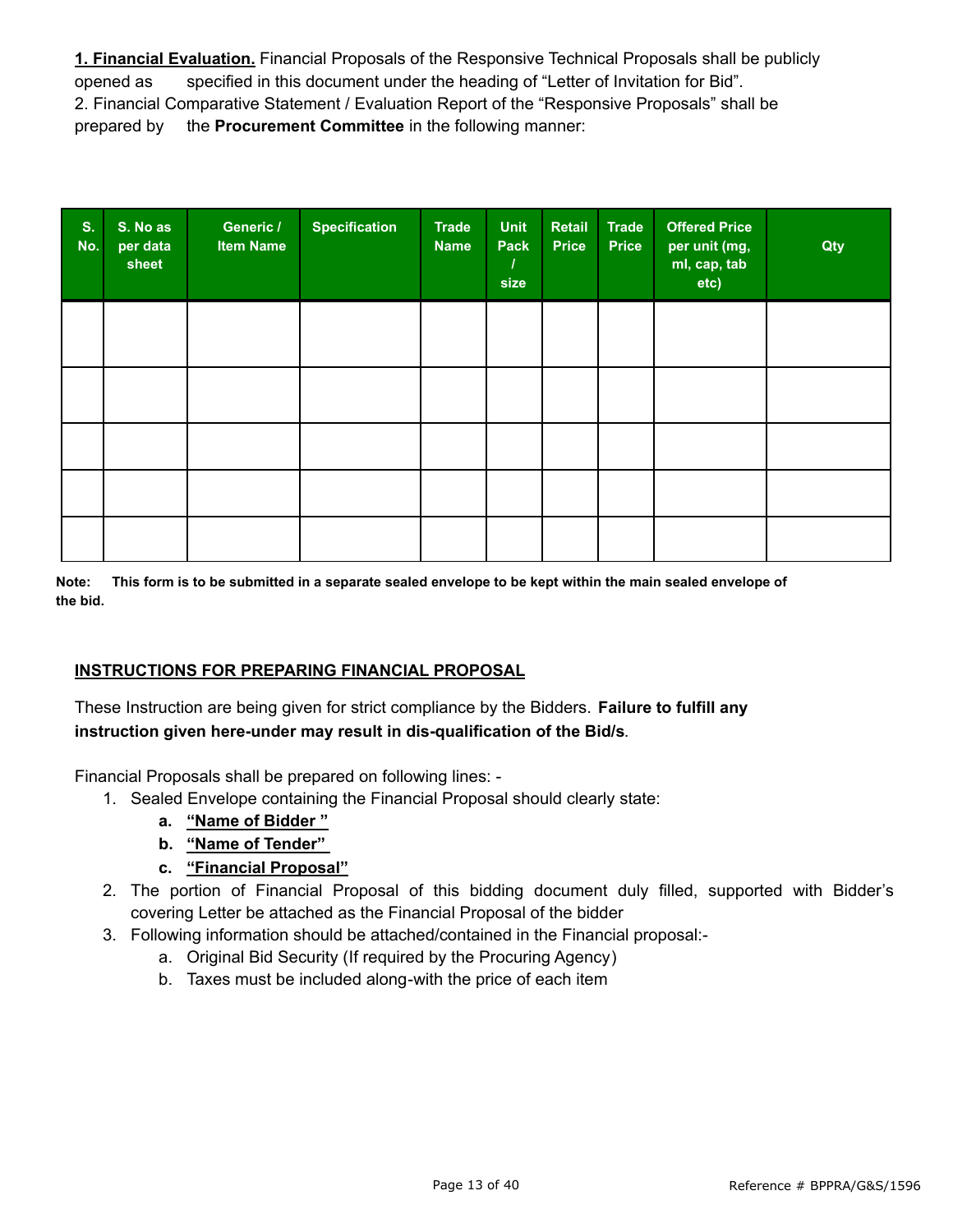**1. Financial Evaluation.** Financial Proposals of the Responsive Technical Proposals shall be publicly opened as specified in this document under the heading of "Letter of Invitation for Bid".

2. Financial Comparative Statement / Evaluation Report of the "Responsive Proposals" shall be prepared by the **Procurement Committee** in the following manner:

| S. No. | S. No as per data sheet | Generic / Item Name | Specification | Trade Name | Unit Pack / size | Retail Price | Trade Price | Offered Price per unit (mg, ml, cap, tab etc) | Qty |
|---|---|---|---|---|---|---|---|---|---|
| | | | | | | | | | |
| | | | | | | | | | |
| | | | | | | | | | |
| | | | | | | | | | |
| | | | | | | | | | |

**Note: This form is to be submitted in a separate sealed envelope to be kept within the main sealed envelope of the bid.**

**INSTRUCTIONS FOR PREPARING FINANCIAL PROPOSAL**

These Instruction are being given for strict compliance by the Bidders. **Failure to fulfill any instruction given here-under may result in dis-qualification of the Bid/s**.

Financial Proposals shall be prepared on following lines: -

1. Sealed Envelope containing the Financial Proposal should clearly state:
   a. **"Name of Bidder "**
   b. **"Name of Tender"**
   c. **"Financial Proposal"**
2. The portion of Financial Proposal of this bidding document duly filled, supported with Bidder's covering Letter be attached as the Financial Proposal of the bidder
3. Following information should be attached/contained in the Financial proposal:-
   a. Original Bid Security (If required by the Procuring Agency)
   b. Taxes must be included along-with the price of each item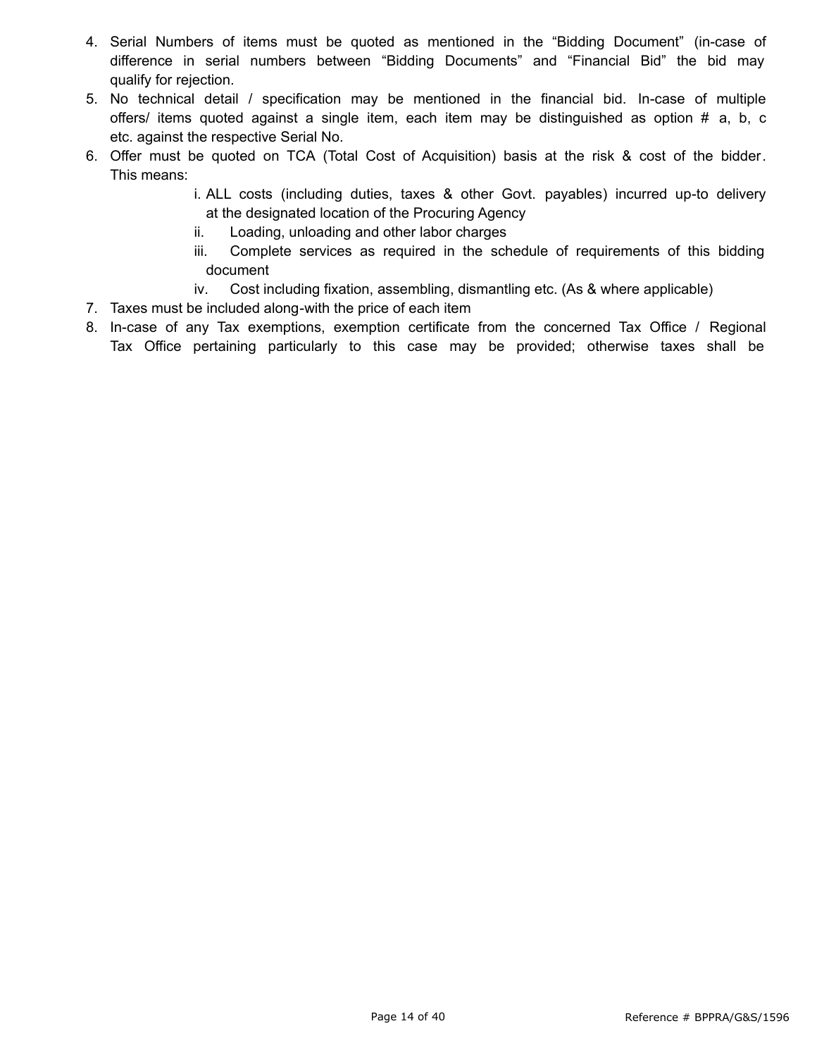4. Serial Numbers of items must be quoted as mentioned in the "Bidding Document" (in-case of difference in serial numbers between "Bidding Documents" and "Financial Bid" the bid may qualify for rejection.
5. No technical detail / specification may be mentioned in the financial bid. In-case of multiple offers/ items quoted against a single item, each item may be distinguished as option # a, b, c etc. against the respective Serial No.
6. Offer must be quoted on TCA (Total Cost of Acquisition) basis at the risk & cost of the bidder. This means:
   i. ALL costs (including duties, taxes & other Govt. payables) incurred up-to delivery at the designated location of the Procuring Agency
   ii. Loading, unloading and other labor charges
   iii. Complete services as required in the schedule of requirements of this bidding document
   iv. Cost including fixation, assembling, dismantling etc. (As & where applicable)
7. Taxes must be included along-with the price of each item
8. In-case of any Tax exemptions, exemption certificate from the concerned Tax Office / Regional Tax Office pertaining particularly to this case may be provided; otherwise taxes shall be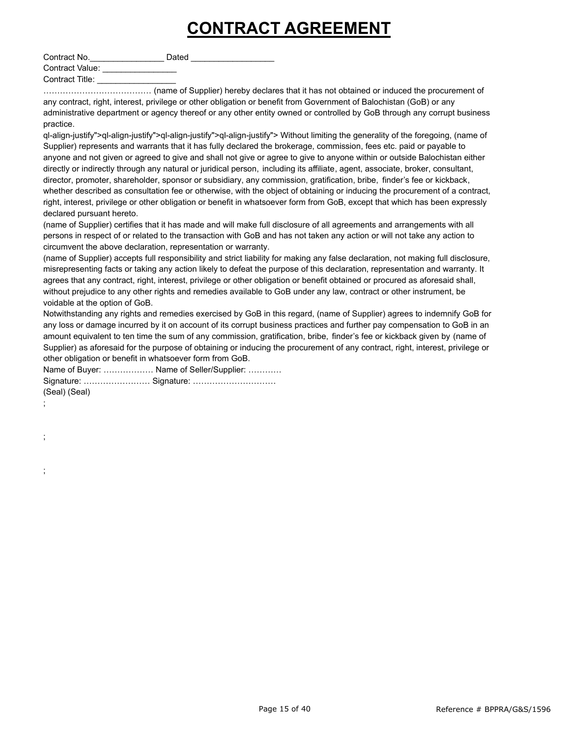# CONTRACT AGREEMENT

Contract No.________________ Dated __________________
Contract Value: ________________
Contract Title: _________________

………………………………… (name of Supplier) hereby declares that it has not obtained or induced the procurement of any contract, right, interest, privilege or other obligation or benefit from Government of Balochistan (GoB) or any administrative department or agency thereof or any other entity owned or controlled by GoB through any corrupt business practice.

ql-align-justify">ql-align-justify">ql-align-justify">ql-align-justify"> Without limiting the generality of the foregoing, (name of Supplier) represents and warrants that it has fully declared the brokerage, commission, fees etc. paid or payable to anyone and not given or agreed to give and shall not give or agree to give to anyone within or outside Balochistan either directly or indirectly through any natural or juridical person, including its affiliate, agent, associate, broker, consultant, director, promoter, shareholder, sponsor or subsidiary, any commission, gratification, bribe, finder's fee or kickback, whether described as consultation fee or otherwise, with the object of obtaining or inducing the procurement of a contract, right, interest, privilege or other obligation or benefit in whatsoever form from GoB, except that which has been expressly declared pursuant hereto.

(name of Supplier) certifies that it has made and will make full disclosure of all agreements and arrangements with all persons in respect of or related to the transaction with GoB and has not taken any action or will not take any action to circumvent the above declaration, representation or warranty.

(name of Supplier) accepts full responsibility and strict liability for making any false declaration, not making full disclosure, misrepresenting facts or taking any action likely to defeat the purpose of this declaration, representation and warranty. It agrees that any contract, right, interest, privilege or other obligation or benefit obtained or procured as aforesaid shall, without prejudice to any other rights and remedies available to GoB under any law, contract or other instrument, be voidable at the option of GoB.

Notwithstanding any rights and remedies exercised by GoB in this regard, (name of Supplier) agrees to indemnify GoB for any loss or damage incurred by it on account of its corrupt business practices and further pay compensation to GoB in an amount equivalent to ten time the sum of any commission, gratification, bribe, finder's fee or kickback given by (name of Supplier) as aforesaid for the purpose of obtaining or inducing the procurement of any contract, right, interest, privilege or other obligation or benefit in whatsoever form from GoB.

Name of Buyer: ……………… Name of Seller/Supplier: …………
Signature: …………………… Signature: …………………………
(Seal) (Seal)

;

;

;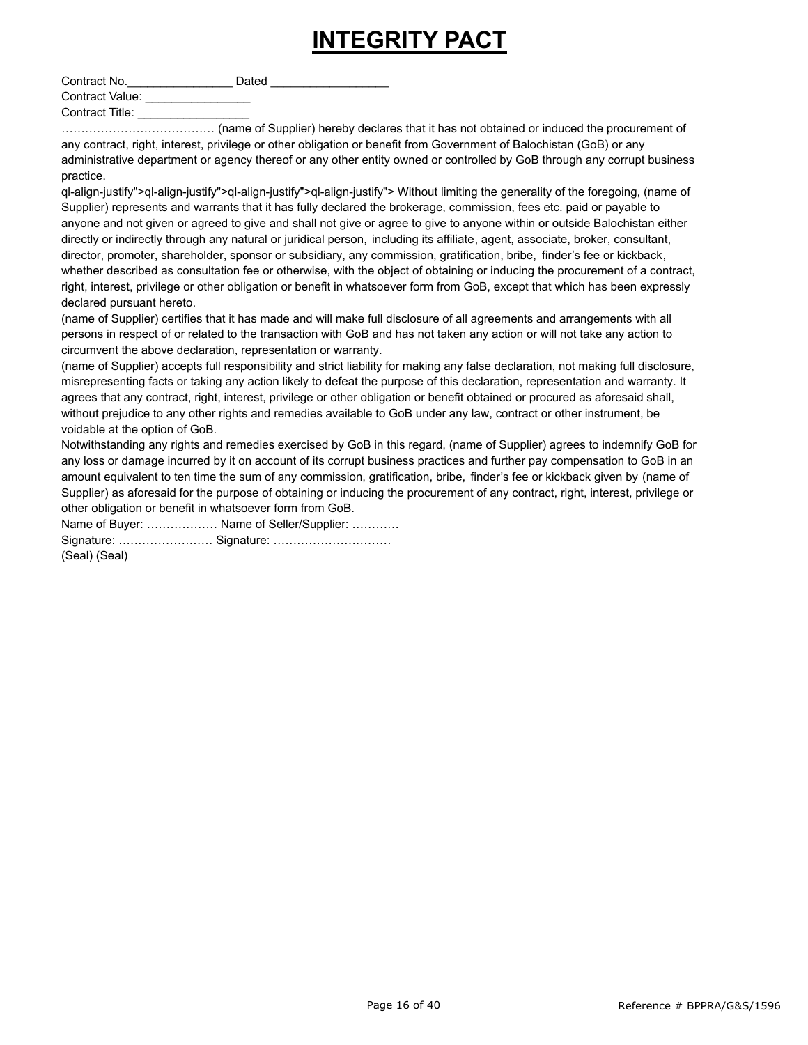# INTEGRITY PACT

Contract No.________________ Dated __________________
Contract Value: ________________
Contract Title: _________________

………………………………… (name of Supplier) hereby declares that it has not obtained or induced the procurement of any contract, right, interest, privilege or other obligation or benefit from Government of Balochistan (GoB) or any administrative department or agency thereof or any other entity owned or controlled by GoB through any corrupt business practice.

ql-align-justify">ql-align-justify">ql-align-justify">ql-align-justify"> Without limiting the generality of the foregoing, (name of Supplier) represents and warrants that it has fully declared the brokerage, commission, fees etc. paid or payable to anyone and not given or agreed to give and shall not give or agree to give to anyone within or outside Balochistan either directly or indirectly through any natural or juridical person, including its affiliate, agent, associate, broker, consultant, director, promoter, shareholder, sponsor or subsidiary, any commission, gratification, bribe, finder's fee or kickback, whether described as consultation fee or otherwise, with the object of obtaining or inducing the procurement of a contract, right, interest, privilege or other obligation or benefit in whatsoever form from GoB, except that which has been expressly declared pursuant hereto.

(name of Supplier) certifies that it has made and will make full disclosure of all agreements and arrangements with all persons in respect of or related to the transaction with GoB and has not taken any action or will not take any action to circumvent the above declaration, representation or warranty.

(name of Supplier) accepts full responsibility and strict liability for making any false declaration, not making full disclosure, misrepresenting facts or taking any action likely to defeat the purpose of this declaration, representation and warranty. It agrees that any contract, right, interest, privilege or other obligation or benefit obtained or procured as aforesaid shall, without prejudice to any other rights and remedies available to GoB under any law, contract or other instrument, be voidable at the option of GoB.

Notwithstanding any rights and remedies exercised by GoB in this regard, (name of Supplier) agrees to indemnify GoB for any loss or damage incurred by it on account of its corrupt business practices and further pay compensation to GoB in an amount equivalent to ten time the sum of any commission, gratification, bribe, finder's fee or kickback given by (name of Supplier) as aforesaid for the purpose of obtaining or inducing the procurement of any contract, right, interest, privilege or other obligation or benefit in whatsoever form from GoB.

Name of Buyer: ……………… Name of Seller/Supplier: …………
Signature: …………………… Signature: …………………………
(Seal) (Seal)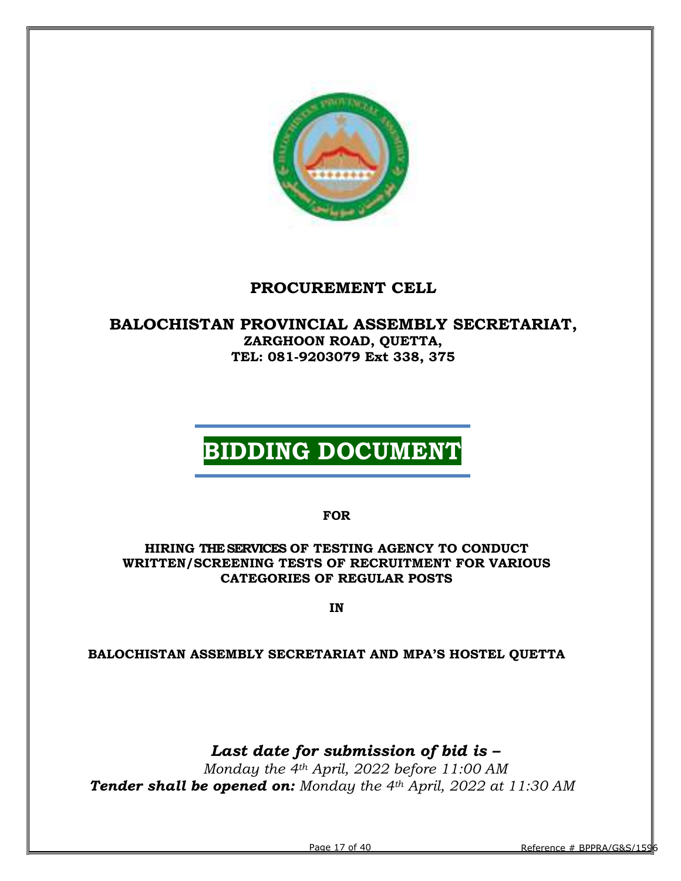# PROCUREMENT CELL

## BALOCHISTAN PROVINCIAL ASSEMBLY SECRETARIAT,

**ZARGHOON ROAD, QUETTA,**

**TEL: 081-9203079 Ext 338, 375**

# BIDDING DOCUMENT

**FOR**

**HIRING THE SERVICES OF TESTING AGENCY TO CONDUCT WRITTEN/SCREENING TESTS OF RECRUITMENT FOR VARIOUS CATEGORIES OF REGULAR POSTS**

**IN**

**BALOCHISTAN ASSEMBLY SECRETARIAT AND MPA'S HOSTEL QUETTA**

***Last date for submission of bid is –***

*Monday the 4th April, 2022 before 11:00 AM*

***Tender shall be opened on:*** *Monday the 4th April, 2022 at 11:30 AM*

Reference # BPPRA/G&S/1596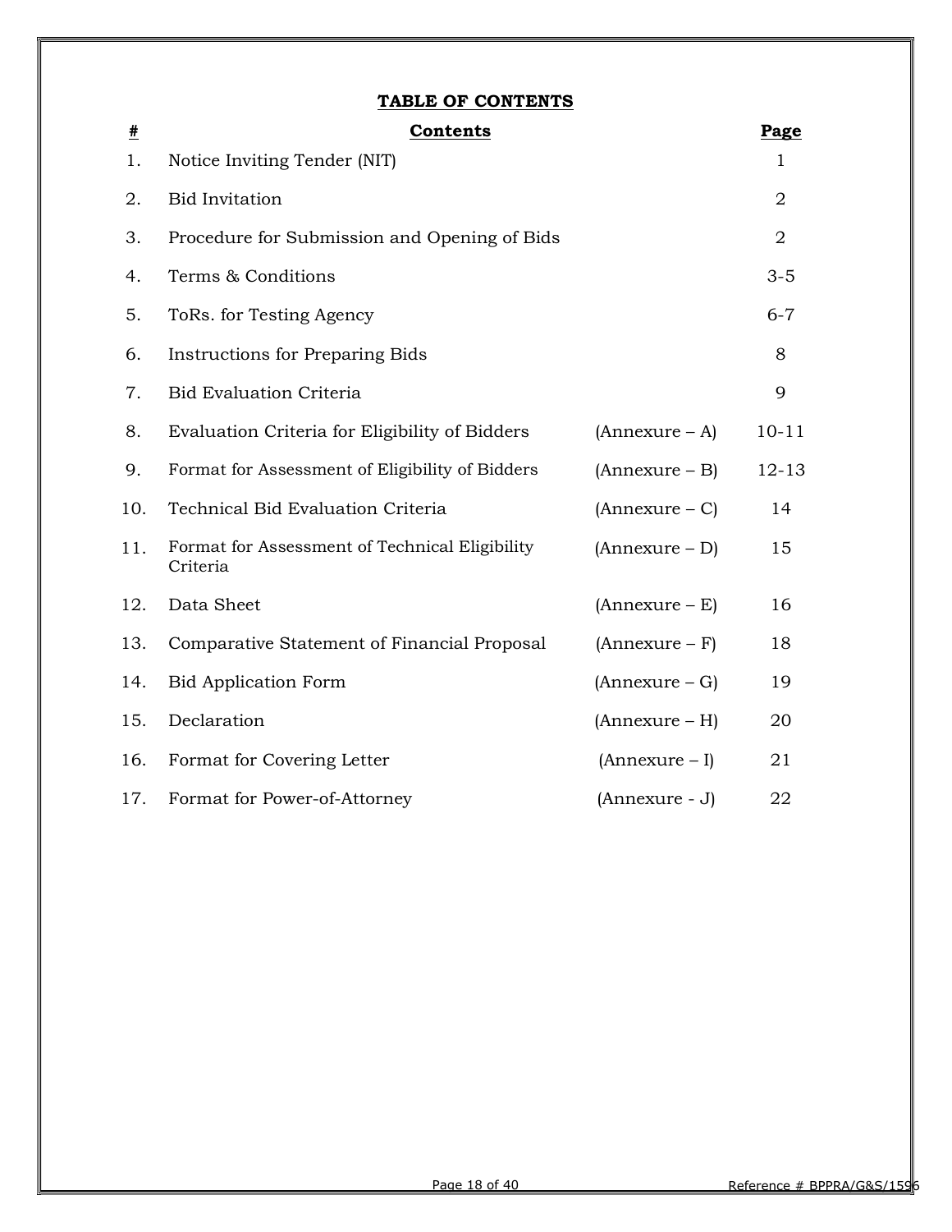## TABLE OF CONTENTS

| # | Contents | | Page |
|---|---|---|---|
| 1. | Notice Inviting Tender (NIT) | | 1 |
| 2. | Bid Invitation | | 2 |
| 3. | Procedure for Submission and Opening of Bids | | 2 |
| 4. | Terms & Conditions | | 3-5 |
| 5. | ToRs. for Testing Agency | | 6-7 |
| 6. | Instructions for Preparing Bids | | 8 |
| 7. | Bid Evaluation Criteria | | 9 |
| 8. | Evaluation Criteria for Eligibility of Bidders | (Annexure – A) | 10-11 |
| 9. | Format for Assessment of Eligibility of Bidders | (Annexure – B) | 12-13 |
| 10. | Technical Bid Evaluation Criteria | (Annexure – C) | 14 |
| 11. | Format for Assessment of Technical Eligibility Criteria | (Annexure – D) | 15 |
| 12. | Data Sheet | (Annexure – E) | 16 |
| 13. | Comparative Statement of Financial Proposal | (Annexure – F) | 18 |
| 14. | Bid Application Form | (Annexure – G) | 19 |
| 15. | Declaration | (Annexure – H) | 20 |
| 16. | Format for Covering Letter | (Annexure – I) | 21 |
| 17. | Format for Power-of-Attorney | (Annexure - J) | 22 |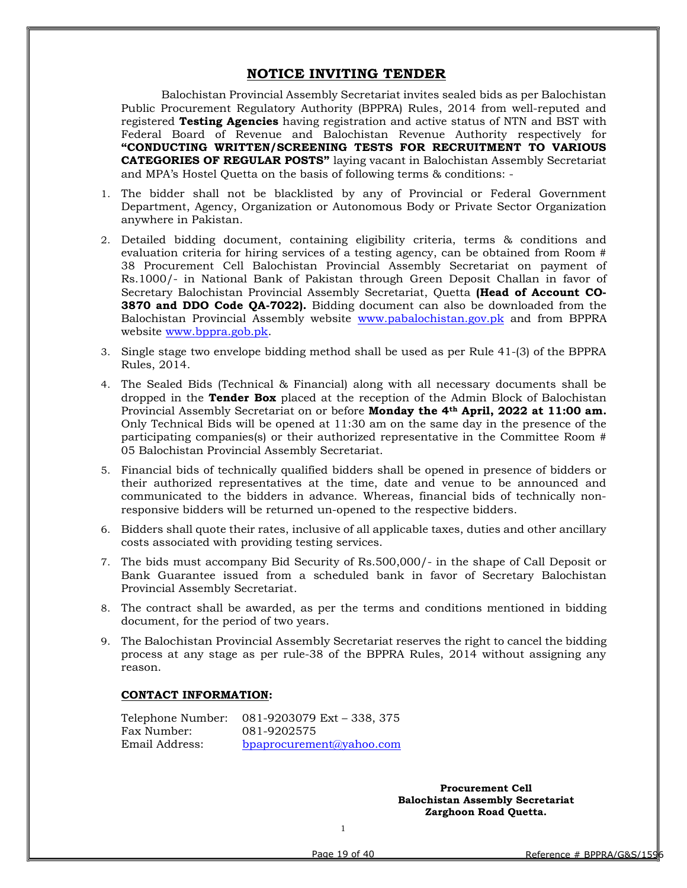# NOTICE INVITING TENDER

Balochistan Provincial Assembly Secretariat invites sealed bids as per Balochistan Public Procurement Regulatory Authority (BPPRA) Rules, 2014 from well-reputed and registered **Testing Agencies** having registration and active status of NTN and BST with Federal Board of Revenue and Balochistan Revenue Authority respectively for **"CONDUCTING WRITTEN/SCREENING TESTS FOR RECRUITMENT TO VARIOUS CATEGORIES OF REGULAR POSTS"** laying vacant in Balochistan Assembly Secretariat and MPA's Hostel Quetta on the basis of following terms & conditions: -

1. The bidder shall not be blacklisted by any of Provincial or Federal Government Department, Agency, Organization or Autonomous Body or Private Sector Organization anywhere in Pakistan.
2. Detailed bidding document, containing eligibility criteria, terms & conditions and evaluation criteria for hiring services of a testing agency, can be obtained from Room # 38 Procurement Cell Balochistan Provincial Assembly Secretariat on payment of Rs.1000/- in National Bank of Pakistan through Green Deposit Challan in favor of Secretary Balochistan Provincial Assembly Secretariat, Quetta **(Head of Account CO-3870 and DDO Code QA-7022).** Bidding document can also be downloaded from the Balochistan Provincial Assembly website www.pabalochistan.gov.pk and from BPPRA website www.bppra.gob.pk.
3. Single stage two envelope bidding method shall be used as per Rule 41-(3) of the BPPRA Rules, 2014.
4. The Sealed Bids (Technical & Financial) along with all necessary documents shall be dropped in the **Tender Box** placed at the reception of the Admin Block of Balochistan Provincial Assembly Secretariat on or before **Monday the 4th April, 2022 at 11:00 am.** Only Technical Bids will be opened at 11:30 am on the same day in the presence of the participating companies(s) or their authorized representative in the Committee Room # 05 Balochistan Provincial Assembly Secretariat.
5. Financial bids of technically qualified bidders shall be opened in presence of bidders or their authorized representatives at the time, date and venue to be announced and communicated to the bidders in advance. Whereas, financial bids of technically non-responsive bidders will be returned un-opened to the respective bidders.
6. Bidders shall quote their rates, inclusive of all applicable taxes, duties and other ancillary costs associated with providing testing services.
7. The bids must accompany Bid Security of Rs.500,000/- in the shape of Call Deposit or Bank Guarantee issued from a scheduled bank in favor of Secretary Balochistan Provincial Assembly Secretariat.
8. The contract shall be awarded, as per the terms and conditions mentioned in bidding document, for the period of two years.
9. The Balochistan Provincial Assembly Secretariat reserves the right to cancel the bidding process at any stage as per rule-38 of the BPPRA Rules, 2014 without assigning any reason.

**CONTACT INFORMATION:**

Telephone Number: 081-9203079 Ext – 338, 375
Fax Number: 081-9202575
Email Address: bpaprocurement@yahoo.com

**Procurement Cell**
**Balochistan Assembly Secretariat**
**Zarghoon Road Quetta.**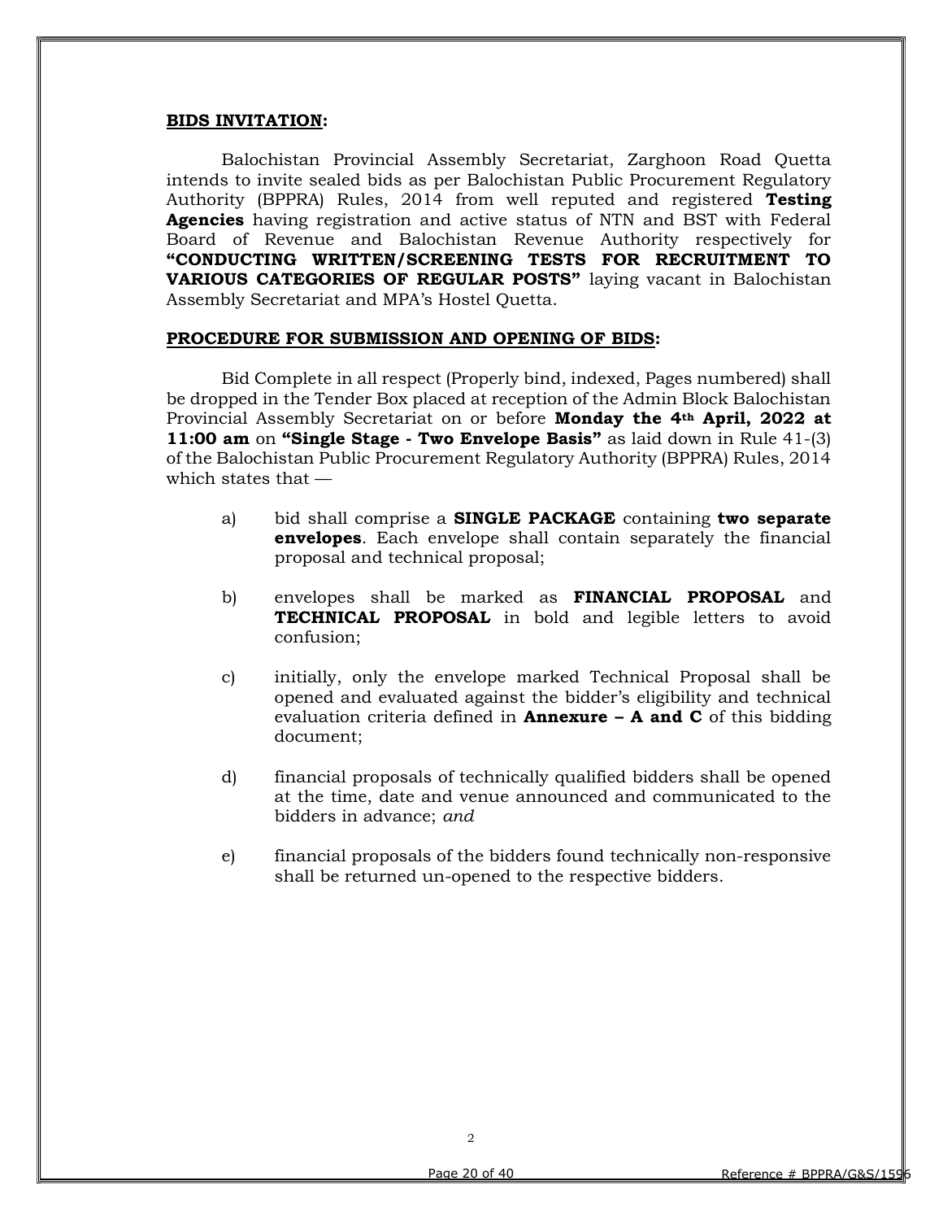**<u>BIDS INVITATION</u>:**

Balochistan Provincial Assembly Secretariat, Zarghoon Road Quetta intends to invite sealed bids as per Balochistan Public Procurement Regulatory Authority (BPPRA) Rules, 2014 from well reputed and registered **Testing Agencies** having registration and active status of NTN and BST with Federal Board of Revenue and Balochistan Revenue Authority respectively for **"CONDUCTING WRITTEN/SCREENING TESTS FOR RECRUITMENT TO VARIOUS CATEGORIES OF REGULAR POSTS"** laying vacant in Balochistan Assembly Secretariat and MPA's Hostel Quetta.

**<u>PROCEDURE FOR SUBMISSION AND OPENING OF BIDS</u>:**

Bid Complete in all respect (Properly bind, indexed, Pages numbered) shall be dropped in the Tender Box placed at reception of the Admin Block Balochistan Provincial Assembly Secretariat on or before **Monday the 4th April, 2022 at 11:00 am** on **"Single Stage - Two Envelope Basis"** as laid down in Rule 41-(3) of the Balochistan Public Procurement Regulatory Authority (BPPRA) Rules, 2014 which states that —

a) bid shall comprise a **SINGLE PACKAGE** containing **two separate envelopes**. Each envelope shall contain separately the financial proposal and technical proposal;

b) envelopes shall be marked as **FINANCIAL PROPOSAL** and **TECHNICAL PROPOSAL** in bold and legible letters to avoid confusion;

c) initially, only the envelope marked Technical Proposal shall be opened and evaluated against the bidder's eligibility and technical evaluation criteria defined in **Annexure – A and C** of this bidding document;

d) financial proposals of technically qualified bidders shall be opened at the time, date and venue announced and communicated to the bidders in advance; *and*

e) financial proposals of the bidders found technically non-responsive shall be returned un-opened to the respective bidders.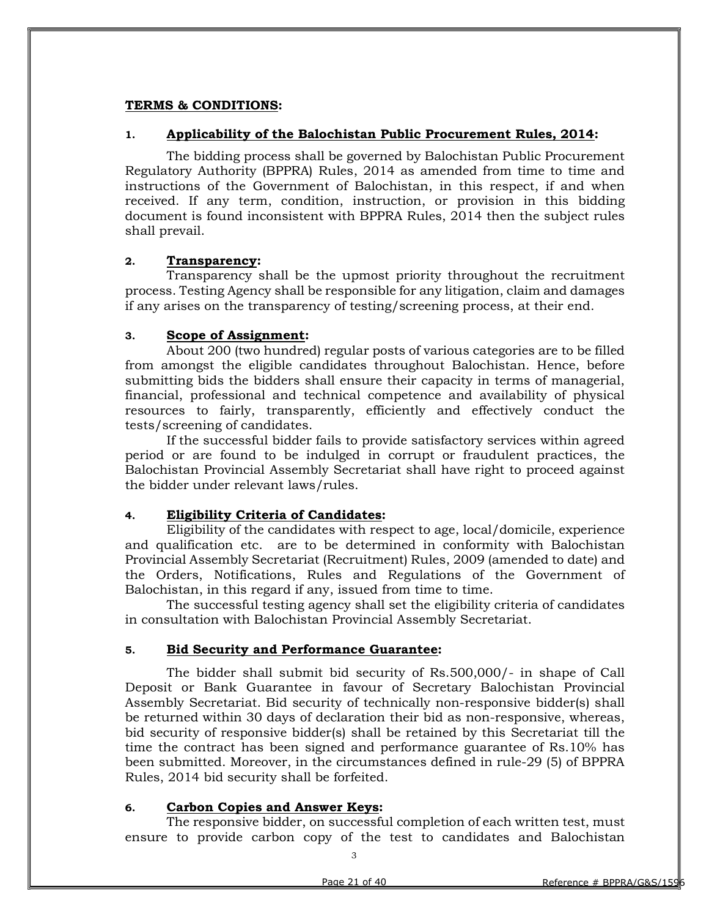**TERMS & CONDITIONS:**

**1. Applicability of the Balochistan Public Procurement Rules, 2014:**

The bidding process shall be governed by Balochistan Public Procurement Regulatory Authority (BPPRA) Rules, 2014 as amended from time to time and instructions of the Government of Balochistan, in this respect, if and when received. If any term, condition, instruction, or provision in this bidding document is found inconsistent with BPPRA Rules, 2014 then the subject rules shall prevail.

**2. Transparency:**

Transparency shall be the upmost priority throughout the recruitment process. Testing Agency shall be responsible for any litigation, claim and damages if any arises on the transparency of testing/screening process, at their end.

**3. Scope of Assignment:**

About 200 (two hundred) regular posts of various categories are to be filled from amongst the eligible candidates throughout Balochistan. Hence, before submitting bids the bidders shall ensure their capacity in terms of managerial, financial, professional and technical competence and availability of physical resources to fairly, transparently, efficiently and effectively conduct the tests/screening of candidates.

If the successful bidder fails to provide satisfactory services within agreed period or are found to be indulged in corrupt or fraudulent practices, the Balochistan Provincial Assembly Secretariat shall have right to proceed against the bidder under relevant laws/rules.

**4. Eligibility Criteria of Candidates:**

Eligibility of the candidates with respect to age, local/domicile, experience and qualification etc. are to be determined in conformity with Balochistan Provincial Assembly Secretariat (Recruitment) Rules, 2009 (amended to date) and the Orders, Notifications, Rules and Regulations of the Government of Balochistan, in this regard if any, issued from time to time.

The successful testing agency shall set the eligibility criteria of candidates in consultation with Balochistan Provincial Assembly Secretariat.

**5. Bid Security and Performance Guarantee:**

The bidder shall submit bid security of Rs.500,000/- in shape of Call Deposit or Bank Guarantee in favour of Secretary Balochistan Provincial Assembly Secretariat. Bid security of technically non-responsive bidder(s) shall be returned within 30 days of declaration their bid as non-responsive, whereas, bid security of responsive bidder(s) shall be retained by this Secretariat till the time the contract has been signed and performance guarantee of Rs.10% has been submitted. Moreover, in the circumstances defined in rule-29 (5) of BPPRA Rules, 2014 bid security shall be forfeited.

**6. Carbon Copies and Answer Keys:**

The responsive bidder, on successful completion of each written test, must ensure to provide carbon copy of the test to candidates and Balochistan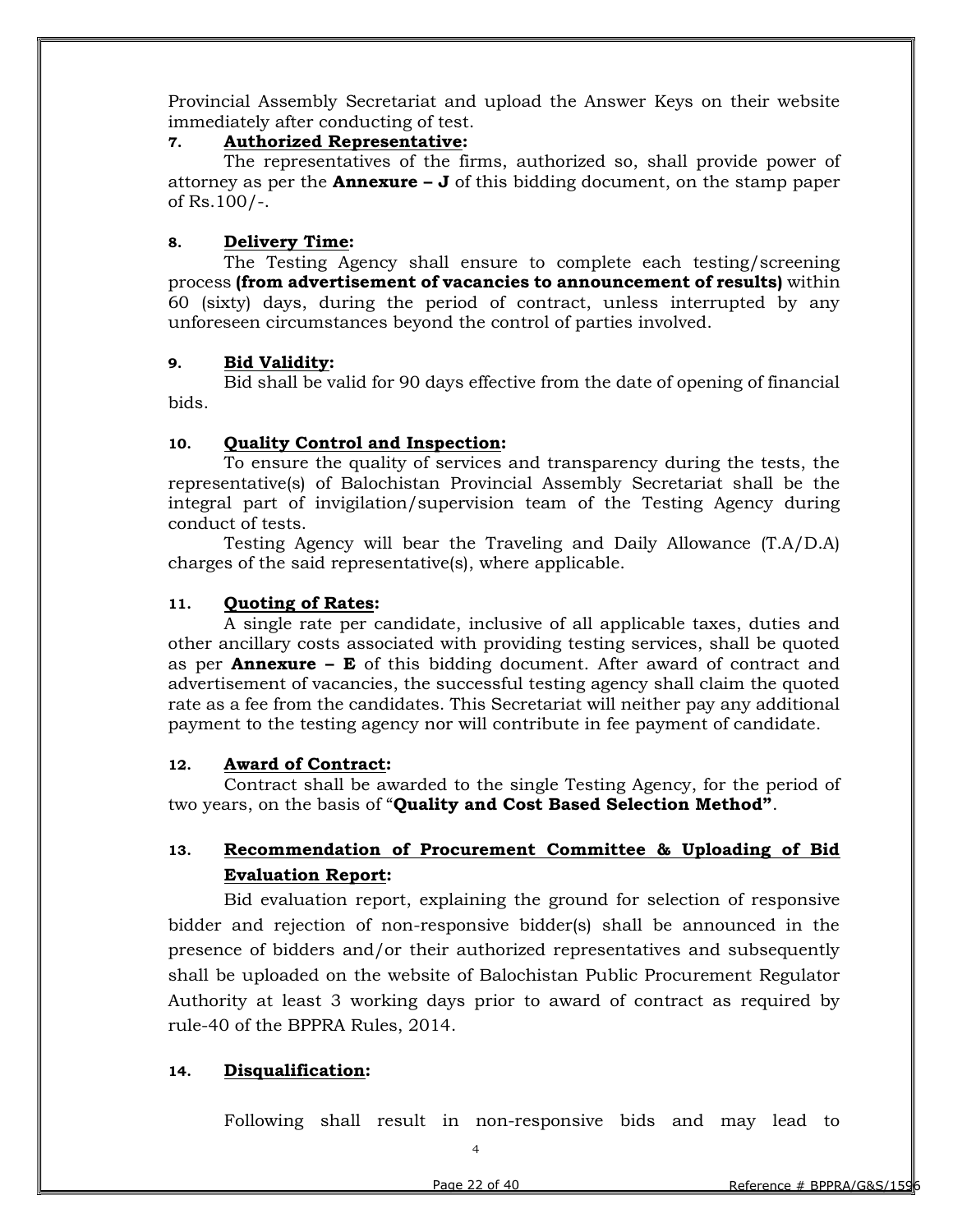Provincial Assembly Secretariat and upload the Answer Keys on their website immediately after conducting of test.

**7. Authorized Representative:**

The representatives of the firms, authorized so, shall provide power of attorney as per the **Annexure – J** of this bidding document, on the stamp paper of Rs.100/-.

**8. Delivery Time:**

The Testing Agency shall ensure to complete each testing/screening process **(from advertisement of vacancies to announcement of results)** within 60 (sixty) days, during the period of contract, unless interrupted by any unforeseen circumstances beyond the control of parties involved.

**9. Bid Validity:**

Bid shall be valid for 90 days effective from the date of opening of financial bids.

**10. Quality Control and Inspection:**

To ensure the quality of services and transparency during the tests, the representative(s) of Balochistan Provincial Assembly Secretariat shall be the integral part of invigilation/supervision team of the Testing Agency during conduct of tests.

Testing Agency will bear the Traveling and Daily Allowance (T.A/D.A) charges of the said representative(s), where applicable.

**11. Quoting of Rates:**

A single rate per candidate, inclusive of all applicable taxes, duties and other ancillary costs associated with providing testing services, shall be quoted as per **Annexure – E** of this bidding document. After award of contract and advertisement of vacancies, the successful testing agency shall claim the quoted rate as a fee from the candidates. This Secretariat will neither pay any additional payment to the testing agency nor will contribute in fee payment of candidate.

**12. Award of Contract:**

Contract shall be awarded to the single Testing Agency, for the period of two years, on the basis of "**Quality and Cost Based Selection Method"**.

**13. Recommendation of Procurement Committee & Uploading of Bid Evaluation Report:**

Bid evaluation report, explaining the ground for selection of responsive bidder and rejection of non-responsive bidder(s) shall be announced in the presence of bidders and/or their authorized representatives and subsequently shall be uploaded on the website of Balochistan Public Procurement Regulator Authority at least 3 working days prior to award of contract as required by rule-40 of the BPPRA Rules, 2014.

**14. Disqualification:**

Following shall result in non-responsive bids and may lead to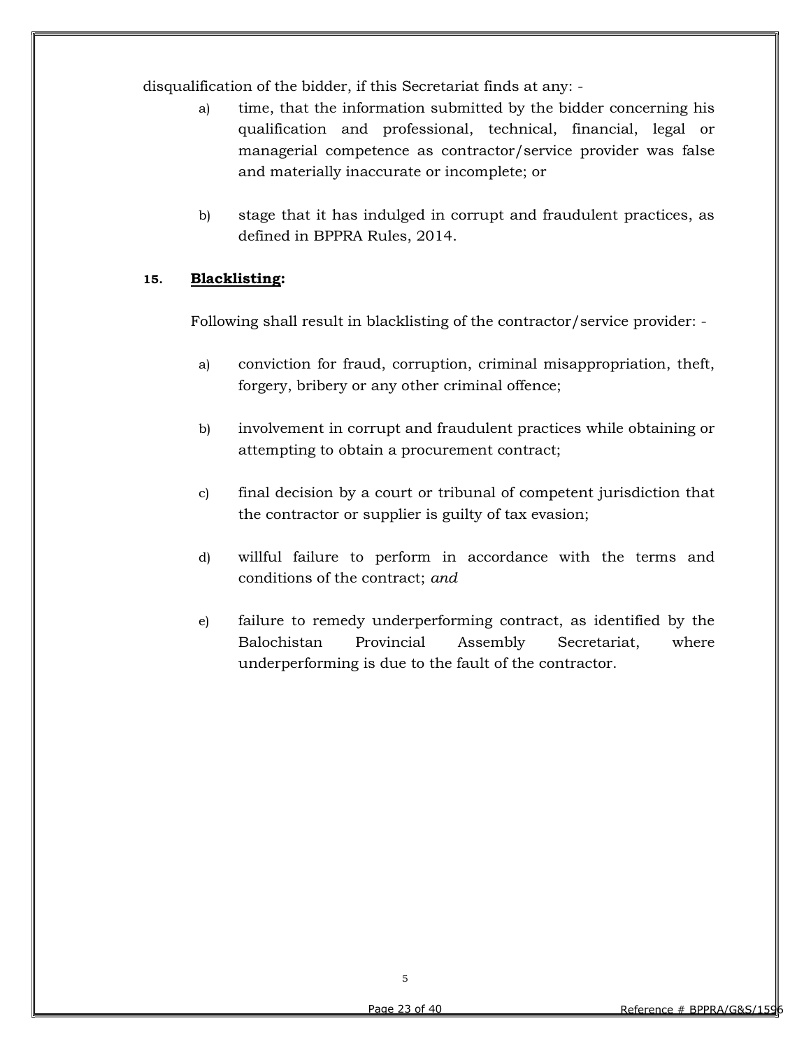disqualification of the bidder, if this Secretariat finds at any: -

a) time, that the information submitted by the bidder concerning his qualification and professional, technical, financial, legal or managerial competence as contractor/service provider was false and materially inaccurate or incomplete; or

b) stage that it has indulged in corrupt and fraudulent practices, as defined in BPPRA Rules, 2014.

**15. <u>Blacklisting</u>:**

Following shall result in blacklisting of the contractor/service provider: -

a) conviction for fraud, corruption, criminal misappropriation, theft, forgery, bribery or any other criminal offence;

b) involvement in corrupt and fraudulent practices while obtaining or attempting to obtain a procurement contract;

c) final decision by a court or tribunal of competent jurisdiction that the contractor or supplier is guilty of tax evasion;

d) willful failure to perform in accordance with the terms and conditions of the contract; *and*

e) failure to remedy underperforming contract, as identified by the Balochistan Provincial Assembly Secretariat, where underperforming is due to the fault of the contractor.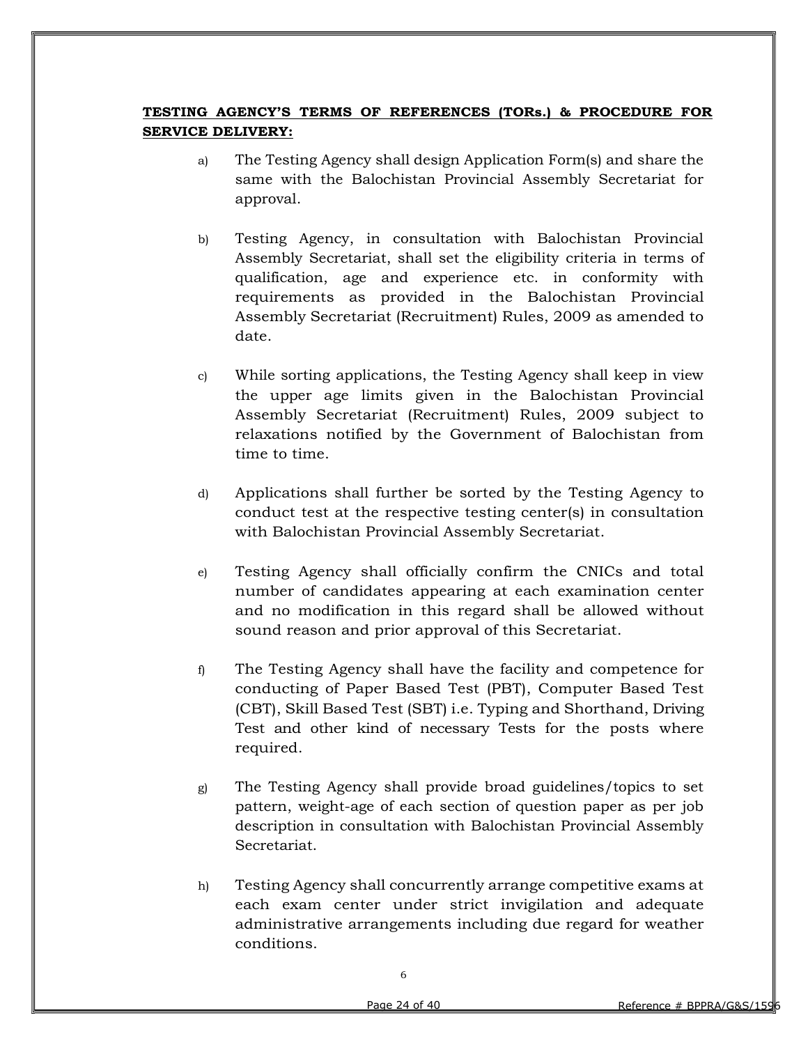**TESTING AGENCY'S TERMS OF REFERENCES (TORs.) & PROCEDURE FOR SERVICE DELIVERY:**

a) The Testing Agency shall design Application Form(s) and share the same with the Balochistan Provincial Assembly Secretariat for approval.

b) Testing Agency, in consultation with Balochistan Provincial Assembly Secretariat, shall set the eligibility criteria in terms of qualification, age and experience etc. in conformity with requirements as provided in the Balochistan Provincial Assembly Secretariat (Recruitment) Rules, 2009 as amended to date.

c) While sorting applications, the Testing Agency shall keep in view the upper age limits given in the Balochistan Provincial Assembly Secretariat (Recruitment) Rules, 2009 subject to relaxations notified by the Government of Balochistan from time to time.

d) Applications shall further be sorted by the Testing Agency to conduct test at the respective testing center(s) in consultation with Balochistan Provincial Assembly Secretariat.

e) Testing Agency shall officially confirm the CNICs and total number of candidates appearing at each examination center and no modification in this regard shall be allowed without sound reason and prior approval of this Secretariat.

f) The Testing Agency shall have the facility and competence for conducting of Paper Based Test (PBT), Computer Based Test (CBT), Skill Based Test (SBT) i.e. Typing and Shorthand, Driving Test and other kind of necessary Tests for the posts where required.

g) The Testing Agency shall provide broad guidelines/topics to set pattern, weight-age of each section of question paper as per job description in consultation with Balochistan Provincial Assembly Secretariat.

h) Testing Agency shall concurrently arrange competitive exams at each exam center under strict invigilation and adequate administrative arrangements including due regard for weather conditions.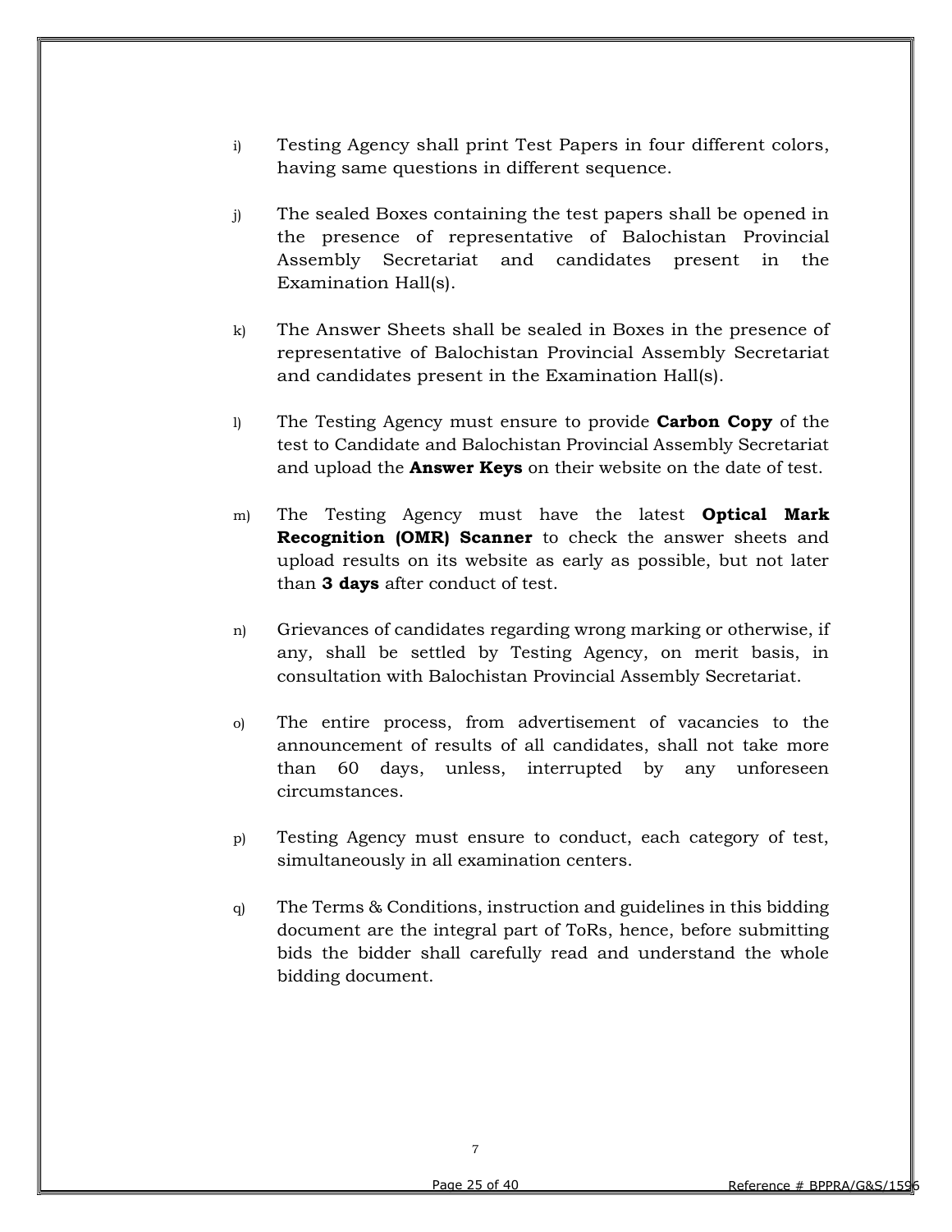i) Testing Agency shall print Test Papers in four different colors, having same questions in different sequence.

j) The sealed Boxes containing the test papers shall be opened in the presence of representative of Balochistan Provincial Assembly Secretariat and candidates present in the Examination Hall(s).

k) The Answer Sheets shall be sealed in Boxes in the presence of representative of Balochistan Provincial Assembly Secretariat and candidates present in the Examination Hall(s).

l) The Testing Agency must ensure to provide **Carbon Copy** of the test to Candidate and Balochistan Provincial Assembly Secretariat and upload the **Answer Keys** on their website on the date of test.

m) The Testing Agency must have the latest **Optical Mark Recognition (OMR) Scanner** to check the answer sheets and upload results on its website as early as possible, but not later than **3 days** after conduct of test.

n) Grievances of candidates regarding wrong marking or otherwise, if any, shall be settled by Testing Agency, on merit basis, in consultation with Balochistan Provincial Assembly Secretariat.

o) The entire process, from advertisement of vacancies to the announcement of results of all candidates, shall not take more than 60 days, unless, interrupted by any unforeseen circumstances.

p) Testing Agency must ensure to conduct, each category of test, simultaneously in all examination centers.

q) The Terms & Conditions, instruction and guidelines in this bidding document are the integral part of ToRs, hence, before submitting bids the bidder shall carefully read and understand the whole bidding document.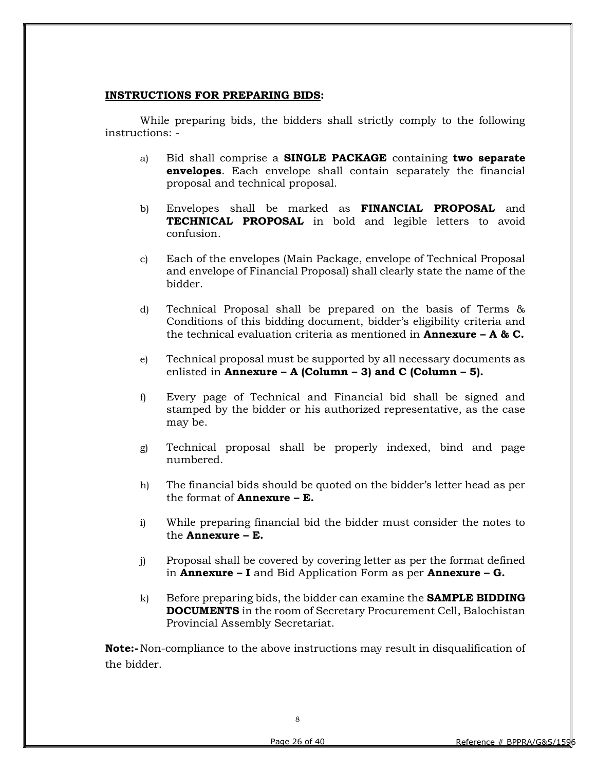**INSTRUCTIONS FOR PREPARING BIDS:**

While preparing bids, the bidders shall strictly comply to the following instructions: -

a) Bid shall comprise a **SINGLE PACKAGE** containing **two separate envelopes**. Each envelope shall contain separately the financial proposal and technical proposal.

b) Envelopes shall be marked as **FINANCIAL PROPOSAL** and **TECHNICAL PROPOSAL** in bold and legible letters to avoid confusion.

c) Each of the envelopes (Main Package, envelope of Technical Proposal and envelope of Financial Proposal) shall clearly state the name of the bidder.

d) Technical Proposal shall be prepared on the basis of Terms & Conditions of this bidding document, bidder's eligibility criteria and the technical evaluation criteria as mentioned in **Annexure – A & C.**

e) Technical proposal must be supported by all necessary documents as enlisted in **Annexure – A (Column – 3) and C (Column – 5).**

f) Every page of Technical and Financial bid shall be signed and stamped by the bidder or his authorized representative, as the case may be.

g) Technical proposal shall be properly indexed, bind and page numbered.

h) The financial bids should be quoted on the bidder's letter head as per the format of **Annexure – E.**

i) While preparing financial bid the bidder must consider the notes to the **Annexure – E.**

j) Proposal shall be covered by covering letter as per the format defined in **Annexure – I** and Bid Application Form as per **Annexure – G.**

k) Before preparing bids, the bidder can examine the **SAMPLE BIDDING DOCUMENTS** in the room of Secretary Procurement Cell, Balochistan Provincial Assembly Secretariat.

**Note:-** Non-compliance to the above instructions may result in disqualification of the bidder.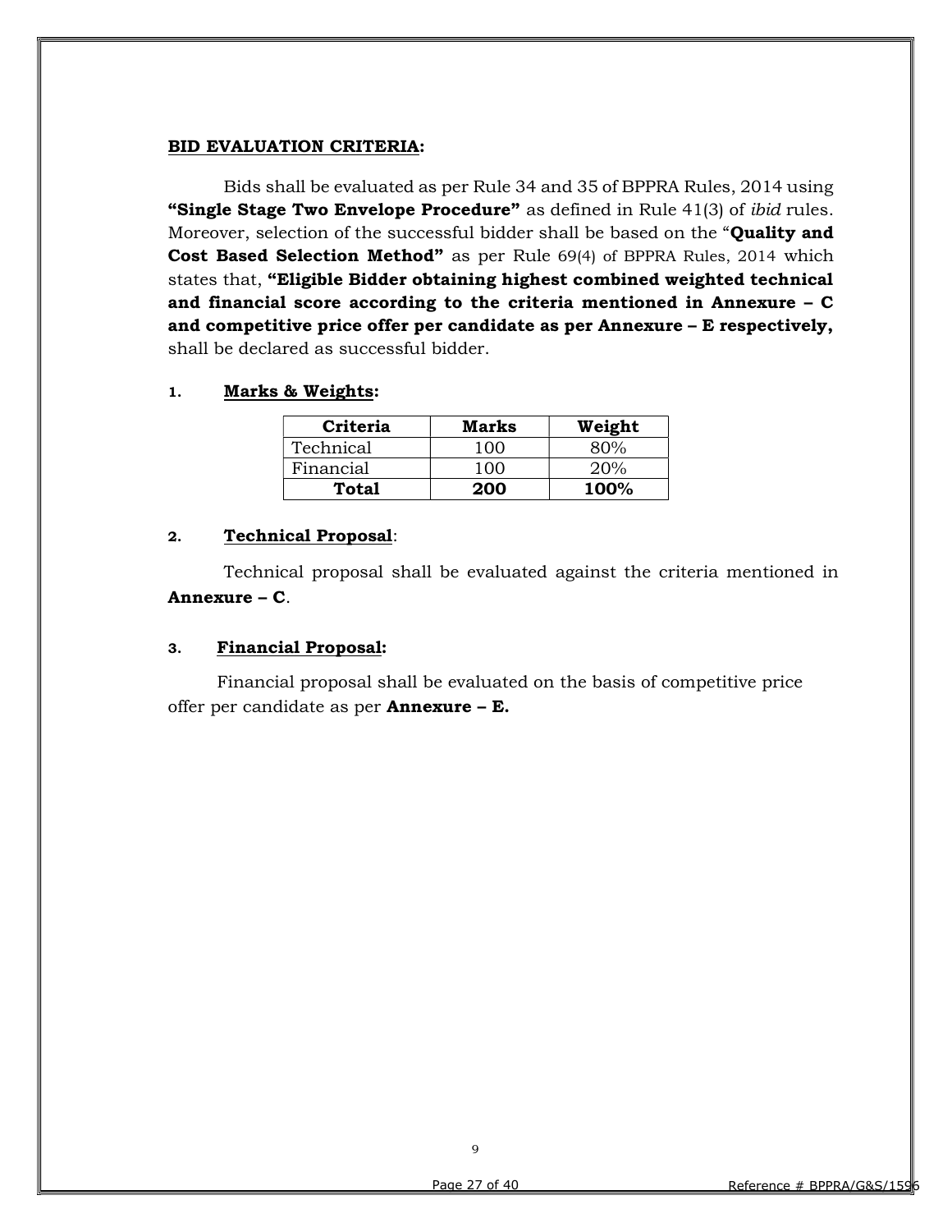**BID EVALUATION CRITERIA:**

Bids shall be evaluated as per Rule 34 and 35 of BPPRA Rules, 2014 using **"Single Stage Two Envelope Procedure"** as defined in Rule 41(3) of *ibid* rules. Moreover, selection of the successful bidder shall be based on the "**Quality and Cost Based Selection Method"** as per Rule 69(4) of BPPRA Rules, 2014 which states that, **"Eligible Bidder obtaining highest combined weighted technical and financial score according to the criteria mentioned in Annexure – C and competitive price offer per candidate as per Annexure – E respectively,** shall be declared as successful bidder.

1. **Marks & Weights:**

| Criteria | Marks | Weight |
|---|---|---|
| Technical | 100 | 80% |
| Financial | 100 | 20% |
| **Total** | **200** | **100%** |

2. **Technical Proposal**:

Technical proposal shall be evaluated against the criteria mentioned in **Annexure – C**.

3. **Financial Proposal:**

Financial proposal shall be evaluated on the basis of competitive price offer per candidate as per **Annexure – E.**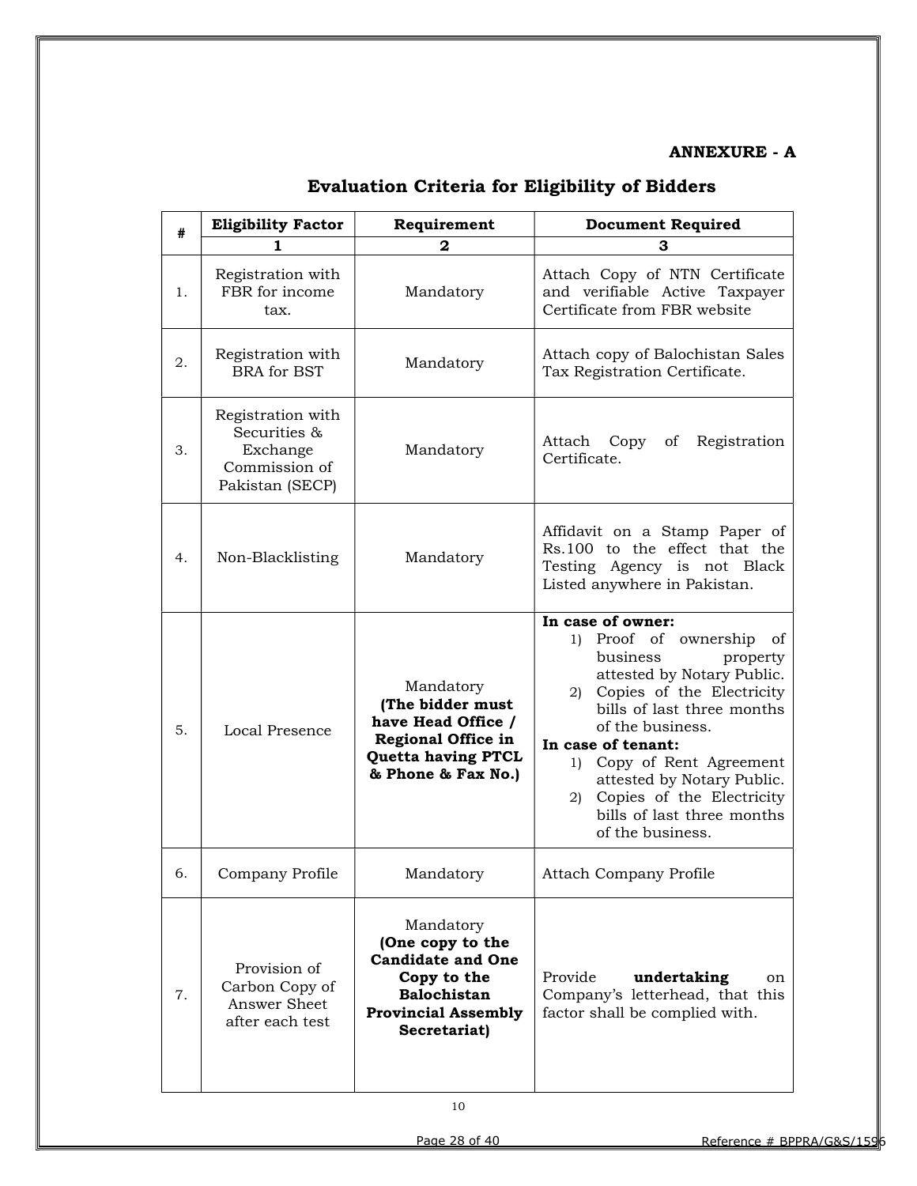**ANNEXURE - A**

## Evaluation Criteria for Eligibility of Bidders

| # | Eligibility Factor | Requirement | Document Required |
|---|---|---|---|
| | **1** | **2** | **3** |
| 1. | Registration with FBR for income tax. | Mandatory | Attach Copy of NTN Certificate and verifiable Active Taxpayer Certificate from FBR website |
| 2. | Registration with BRA for BST | Mandatory | Attach copy of Balochistan Sales Tax Registration Certificate. |
| 3. | Registration with Securities & Exchange Commission of Pakistan (SECP) | Mandatory | Attach Copy of Registration Certificate. |
| 4. | Non-Blacklisting | Mandatory | Affidavit on a Stamp Paper of Rs.100 to the effect that the Testing Agency is not Black Listed anywhere in Pakistan. |
| 5. | Local Presence | Mandatory **(The bidder must have Head Office / Regional Office in Quetta having PTCL & Phone & Fax No.)** | **In case of owner:** 1) Proof of ownership of business property attested by Notary Public. 2) Copies of the Electricity bills of last three months of the business. **In case of tenant:** 1) Copy of Rent Agreement attested by Notary Public. 2) Copies of the Electricity bills of last three months of the business. |
| 6. | Company Profile | Mandatory | Attach Company Profile |
| 7. | Provision of Carbon Copy of Answer Sheet after each test | Mandatory **(One copy to the Candidate and One Copy to the Balochistan Provincial Assembly Secretariat)** | Provide **undertaking** on Company's letterhead, that this factor shall be complied with. |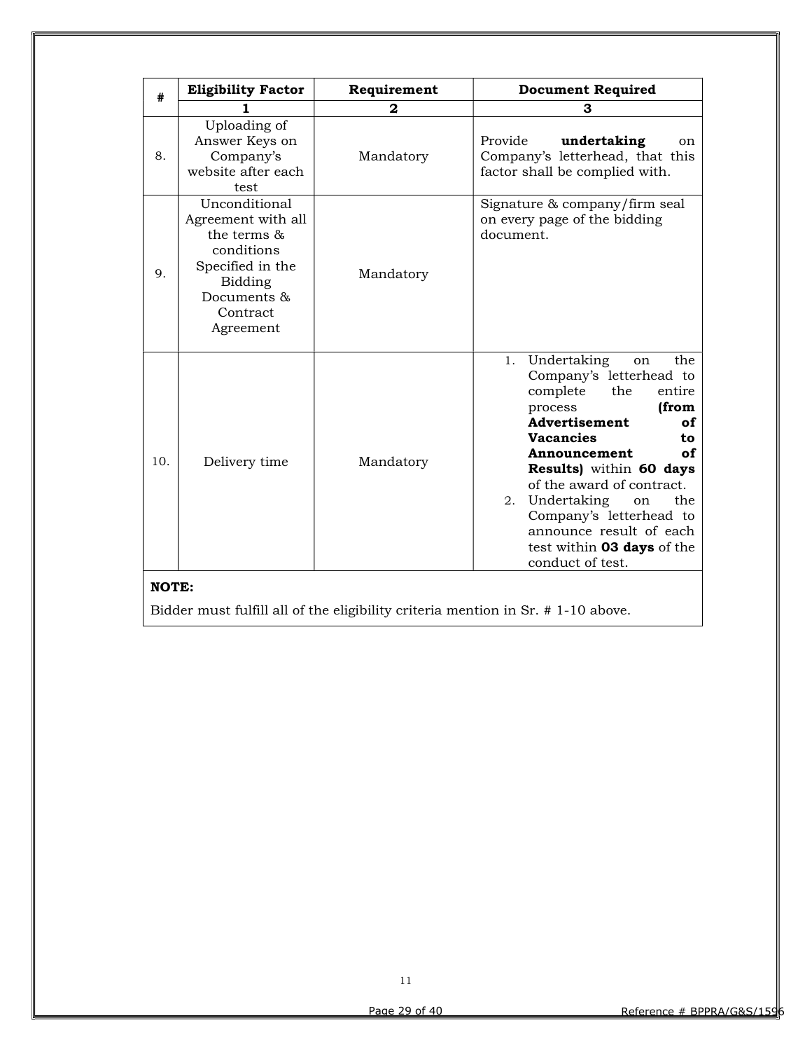| # | Eligibility Factor | Requirement | Document Required |
|---|---|---|---|
| | 1 | 2 | 3 |
| 8. | Uploading of Answer Keys on Company's website after each test | Mandatory | Provide **undertaking** on Company's letterhead, that this factor shall be complied with. |
| 9. | Unconditional Agreement with all the terms & conditions Specified in the Bidding Documents & Contract Agreement | Mandatory | Signature & company/firm seal on every page of the bidding document. |
| 10. | Delivery time | Mandatory | 1. Undertaking on the Company's letterhead to complete the entire process **(from Advertisement of Vacancies to Announcement of Results)** within **60 days** of the award of contract.<br>2. Undertaking on the Company's letterhead to announce result of each test within **03 days** of the conduct of test. |

**NOTE:**

Bidder must fulfill all of the eligibility criteria mention in Sr. # 1-10 above.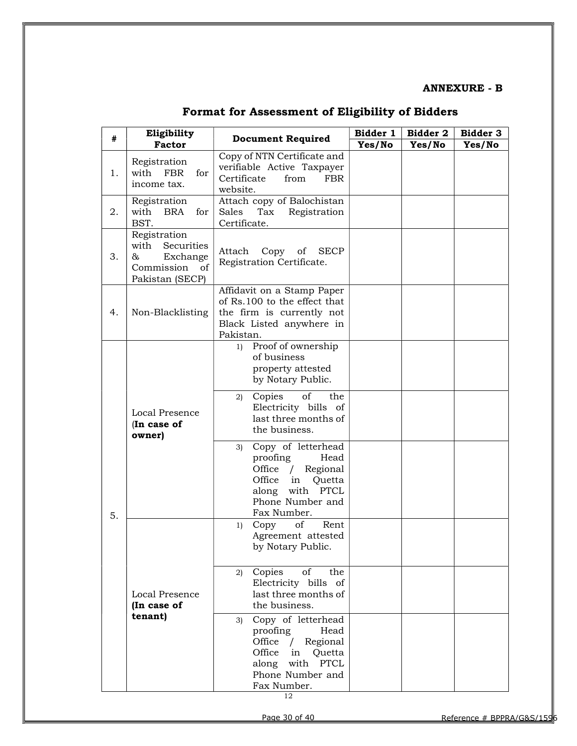**ANNEXURE - B**

## Format for Assessment of Eligibility of Bidders

| # | Eligibility Factor | Document Required | Bidder 1 | Bidder 2 | Bidder 3 |
|---|---|---|---|---|---|
| | | | Yes/No | Yes/No | Yes/No |
| 1. | Registration with FBR for income tax. | Copy of NTN Certificate and verifiable Active Taxpayer Certificate from FBR website. | | | |
| 2. | Registration with BRA for BST. | Attach copy of Balochistan Sales Tax Registration Certificate. | | | |
| 3. | Registration with Securities & Exchange Commission of Pakistan (SECP) | Attach Copy of SECP Registration Certificate. | | | |
| 4. | Non-Blacklisting | Affidavit on a Stamp Paper of Rs.100 to the effect that the firm is currently not Black Listed anywhere in Pakistan. | | | |
| 5. | Local Presence (**In case of owner**) | 1) Proof of ownership of business property attested by Notary Public. | | | |
| | | 2) Copies of the Electricity bills of last three months of the business. | | | |
| | | 3) Copy of letterhead proofing Head Office / Regional Office in Quetta along with PTCL Phone Number and Fax Number. | | | |
| | Local Presence **(In case of tenant)** | 1) Copy of Rent Agreement attested by Notary Public. | | | |
| | | 2) Copies of the Electricity bills of last three months of the business. | | | |
| | | 3) Copy of letterhead proofing Head Office / Regional Office in Quetta along with PTCL Phone Number and Fax Number. | | | |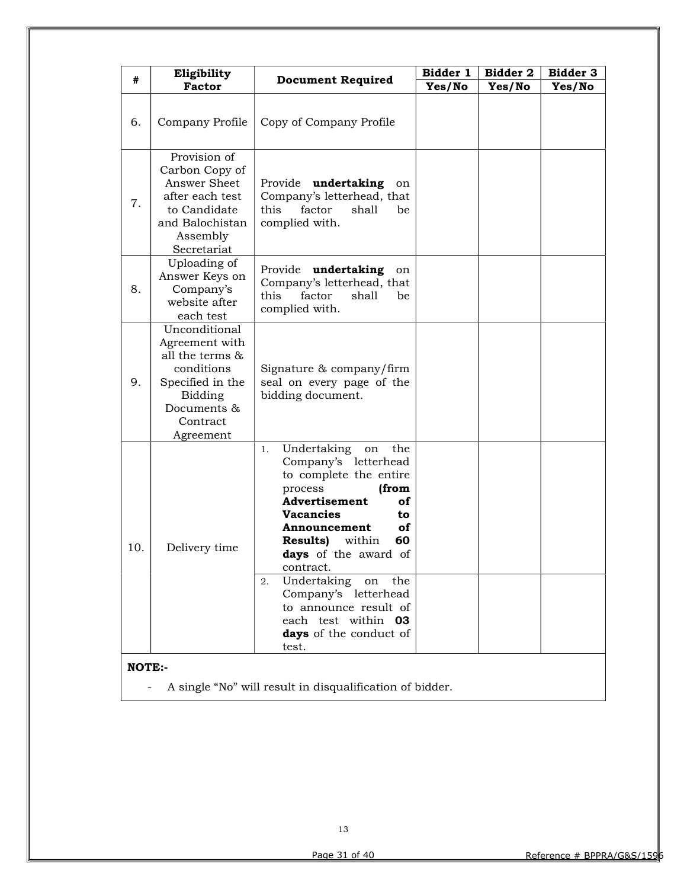| # | Eligibility Factor | Document Required | Bidder 1 | Bidder 2 | Bidder 3 |
|---|---|---|---|---|---|
| | | | Yes/No | Yes/No | Yes/No |
| 6. | Company Profile | Copy of Company Profile | | | |
| 7. | Provision of Carbon Copy of Answer Sheet after each test to Candidate and Balochistan Assembly Secretariat | Provide **undertaking** on Company's letterhead, that this factor shall be complied with. | | | |
| 8. | Uploading of Answer Keys on Company's website after each test | Provide **undertaking** on Company's letterhead, that this factor shall be complied with. | | | |
| 9. | Unconditional Agreement with all the terms & conditions Specified in the Bidding Documents & Contract Agreement | Signature & company/firm seal on every page of the bidding document. | | | |
| 10. | Delivery time | 1. Undertaking on the Company's letterhead to complete the entire process **(from Advertisement of Vacancies to Announcement of Results)** within **60 days** of the award of contract. | | | |
| | | 2. Undertaking on the Company's letterhead to announce result of each test within **03 days** of the conduct of test. | | | |

**NOTE:-**

- A single "No" will result in disqualification of bidder.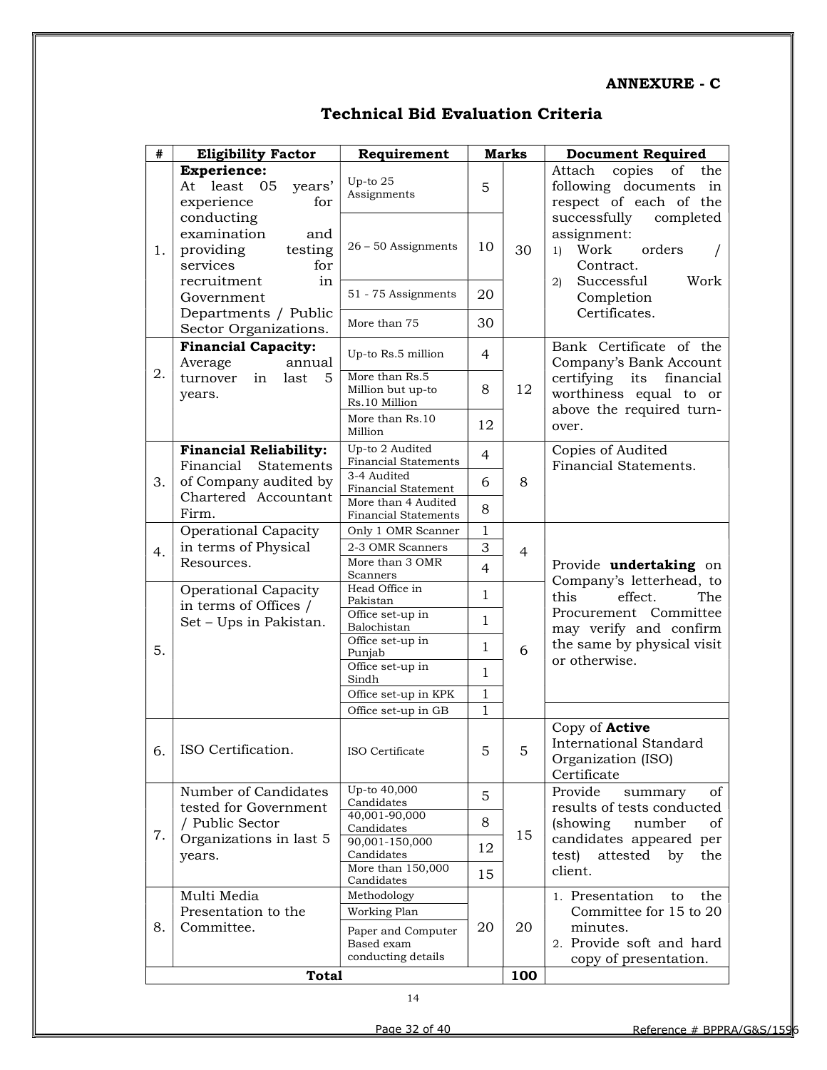**ANNEXURE - C**

## Technical Bid Evaluation Criteria

| # | Eligibility Factor | Requirement | Marks | | Document Required |
|---|---|---|---|---|---|
| 1. | **Experience:** At least 05 years' experience for conducting examination and providing testing services for recruitment in Government Departments / Public Sector Organizations. | Up-to 25 Assignments | 5 | 30 | Attach copies of the following documents in respect of each of the successfully completed assignment: 1) Work orders / Contract. 2) Successful Work Completion Certificates. |
| | | 26 – 50 Assignments | 10 | | |
| | | 51 - 75 Assignments | 20 | | |
| | | More than 75 | 30 | | |
| 2. | **Financial Capacity:** Average annual turnover in last 5 years. | Up-to Rs.5 million | 4 | 12 | Bank Certificate of the Company's Bank Account certifying its financial worthiness equal to or above the required turn-over. |
| | | More than Rs.5 Million but up-to Rs.10 Million | 8 | | |
| | | More than Rs.10 Million | 12 | | |
| 3. | **Financial Reliability:** Financial Statements of Company audited by Chartered Accountant Firm. | Up-to 2 Audited Financial Statements | 4 | 8 | Copies of Audited Financial Statements. |
| | | 3-4 Audited Financial Statement | 6 | | |
| | | More than 4 Audited Financial Statements | 8 | | |
| 4. | Operational Capacity in terms of Physical Resources. | Only 1 OMR Scanner | 1 | 4 | Provide **undertaking** on Company's letterhead, to this effect. The Procurement Committee may verify and confirm the same by physical visit or otherwise. |
| | | 2-3 OMR Scanners | 3 | | |
| | | More than 3 OMR Scanners | 4 | | |
| 5. | Operational Capacity in terms of Offices / Set – Ups in Pakistan. | Head Office in Pakistan | 1 | 6 | |
| | | Office set-up in Balochistan | 1 | | |
| | | Office set-up in Punjab | 1 | | |
| | | Office set-up in Sindh | 1 | | |
| | | Office set-up in KPK | 1 | | |
| | | Office set-up in GB | 1 | | |
| 6. | ISO Certification. | ISO Certificate | 5 | 5 | Copy of **Active** International Standard Organization (ISO) Certificate |
| 7. | Number of Candidates tested for Government / Public Sector Organizations in last 5 years. | Up-to 40,000 Candidates | 5 | 15 | Provide summary of results of tests conducted (showing number of candidates appeared per test) attested by the client. |
| | | 40,001-90,000 Candidates | 8 | | |
| | | 90,001-150,000 Candidates | 12 | | |
| | | More than 150,000 Candidates | 15 | | |
| 8. | Multi Media Presentation to the Committee. | Methodology | 20 | 20 | 1. Presentation to the Committee for 15 to 20 minutes. 2. Provide soft and hard copy of presentation. |
| | | Working Plan | | | |
| | | Paper and Computer Based exam conducting details | | | |
| | **Total** | | | **100** | |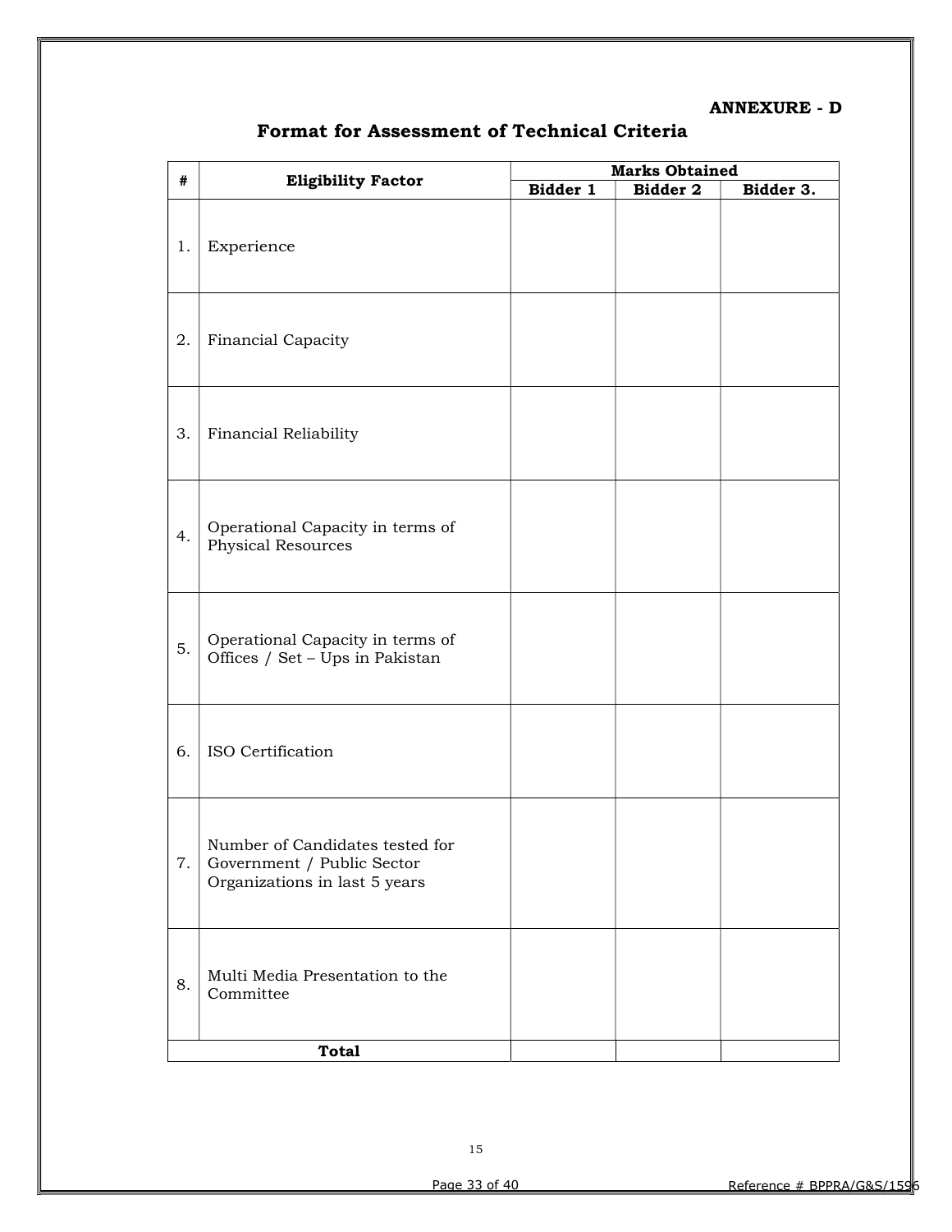**ANNEXURE - D**

## Format for Assessment of Technical Criteria

| # | Eligibility Factor | Marks Obtained | | |
|---|---|---|---|---|
| | | **Bidder 1** | **Bidder 2** | **Bidder 3.** |
| 1. | Experience | | | |
| 2. | Financial Capacity | | | |
| 3. | Financial Reliability | | | |
| 4. | Operational Capacity in terms of Physical Resources | | | |
| 5. | Operational Capacity in terms of Offices / Set – Ups in Pakistan | | | |
| 6. | ISO Certification | | | |
| 7. | Number of Candidates tested for Government / Public Sector Organizations in last 5 years | | | |
| 8. | Multi Media Presentation to the Committee | | | |
| | **Total** | | | |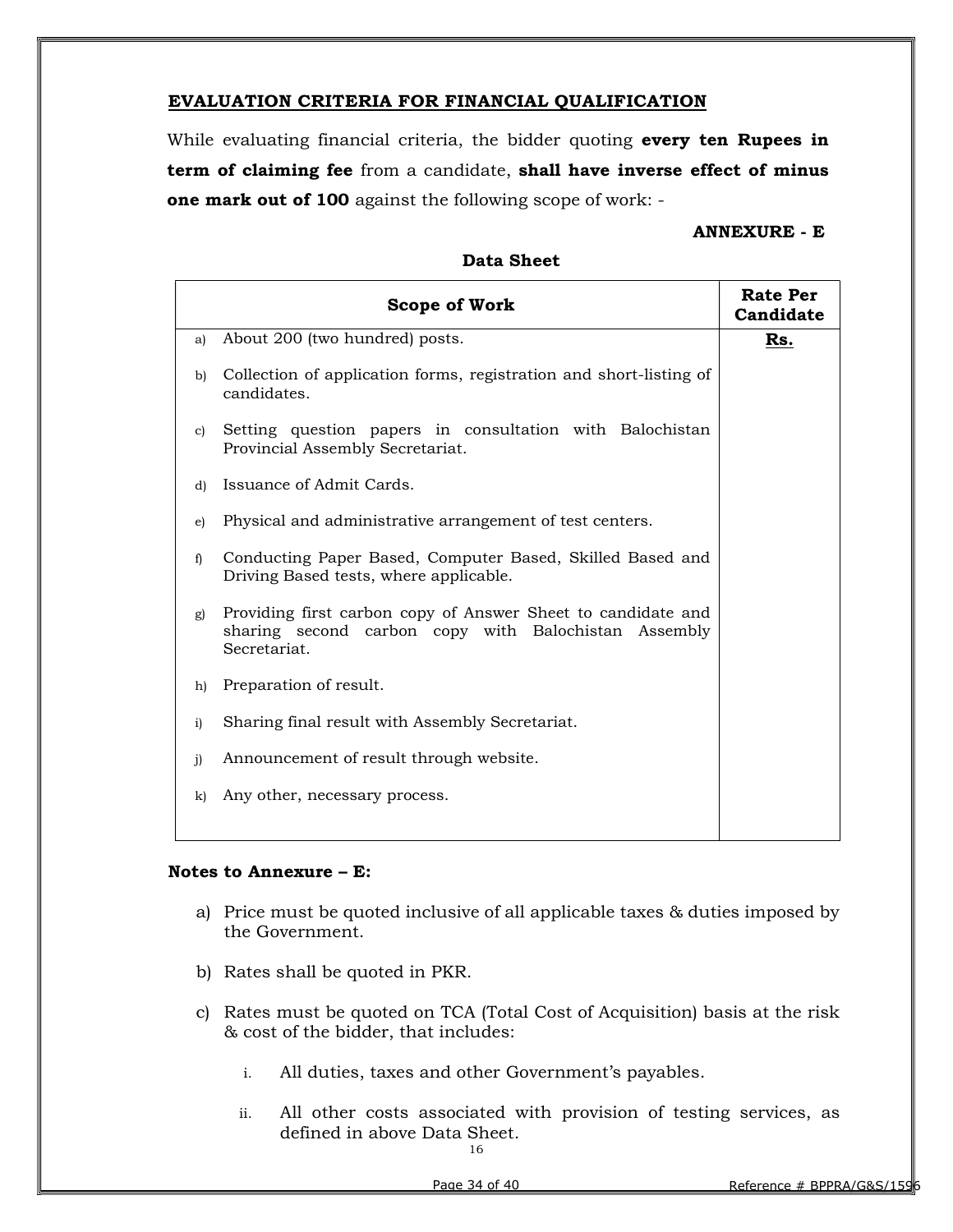## EVALUATION CRITERIA FOR FINANCIAL QUALIFICATION

While evaluating financial criteria, the bidder quoting **every ten Rupees in term of claiming fee** from a candidate, **shall have inverse effect of minus one mark out of 100** against the following scope of work: -

**ANNEXURE - E**

**Data Sheet**

| Scope of Work | Rate Per Candidate |
|---|---|
| a) About 200 (two hundred) posts.<br>b) Collection of application forms, registration and short-listing of candidates.<br>c) Setting question papers in consultation with Balochistan Provincial Assembly Secretariat.<br>d) Issuance of Admit Cards.<br>e) Physical and administrative arrangement of test centers.<br>f) Conducting Paper Based, Computer Based, Skilled Based and Driving Based tests, where applicable.<br>g) Providing first carbon copy of Answer Sheet to candidate and sharing second carbon copy with Balochistan Assembly Secretariat.<br>h) Preparation of result.<br>i) Sharing final result with Assembly Secretariat.<br>j) Announcement of result through website.<br>k) Any other, necessary process. | **Rs.** |

**Notes to Annexure – E:**

a) Price must be quoted inclusive of all applicable taxes & duties imposed by the Government.

b) Rates shall be quoted in PKR.

c) Rates must be quoted on TCA (Total Cost of Acquisition) basis at the risk & cost of the bidder, that includes:

  i. All duties, taxes and other Government's payables.

  ii. All other costs associated with provision of testing services, as defined in above Data Sheet.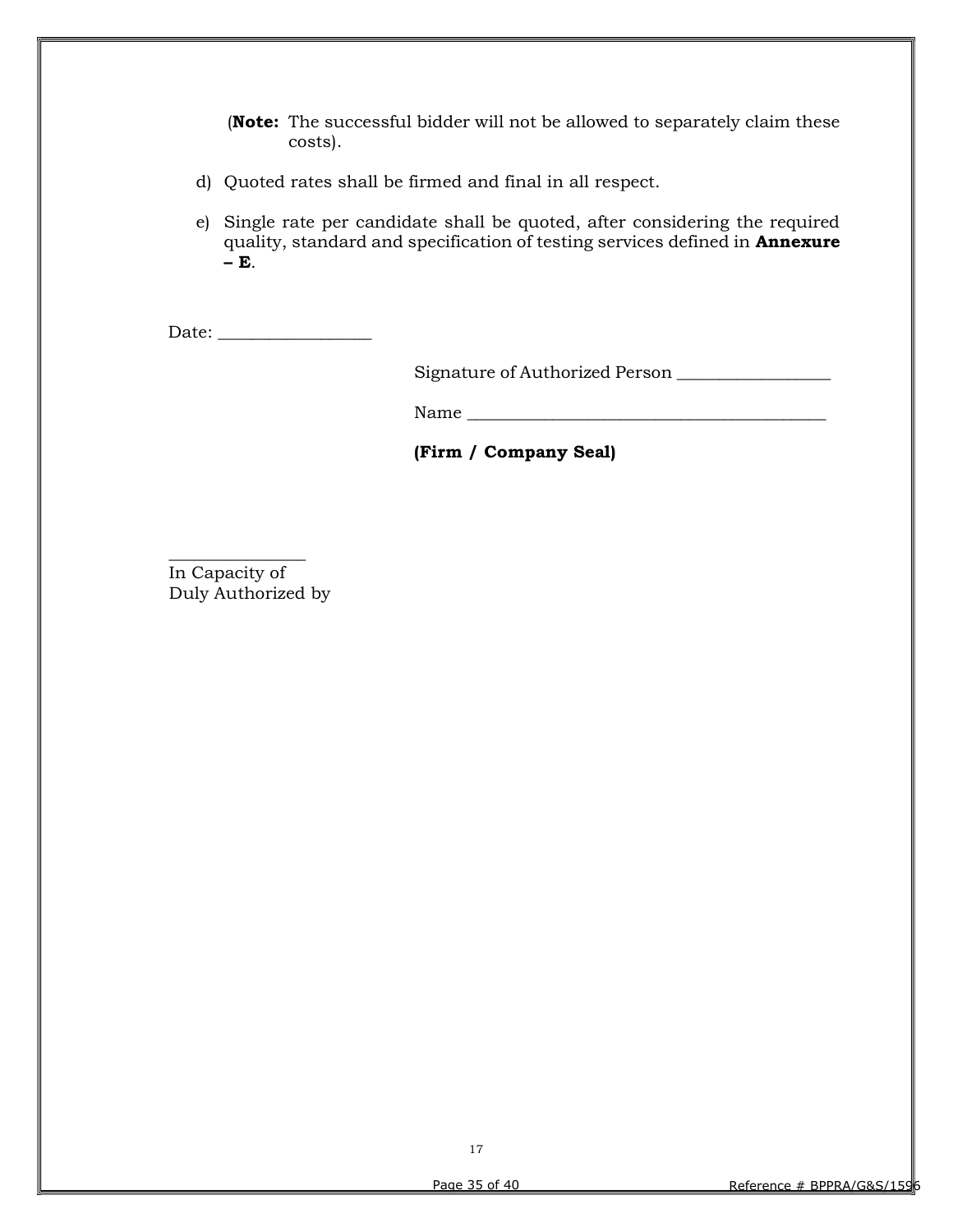(**Note:** The successful bidder will not be allowed to separately claim these costs).

d) Quoted rates shall be firmed and final in all respect.

e) Single rate per candidate shall be quoted, after considering the required quality, standard and specification of testing services defined in **Annexure – E**.

Date: _________________

Signature of Authorized Person _________________

Name ________________________________________

**(Firm / Company Seal)**

_______________
In Capacity of
Duly Authorized by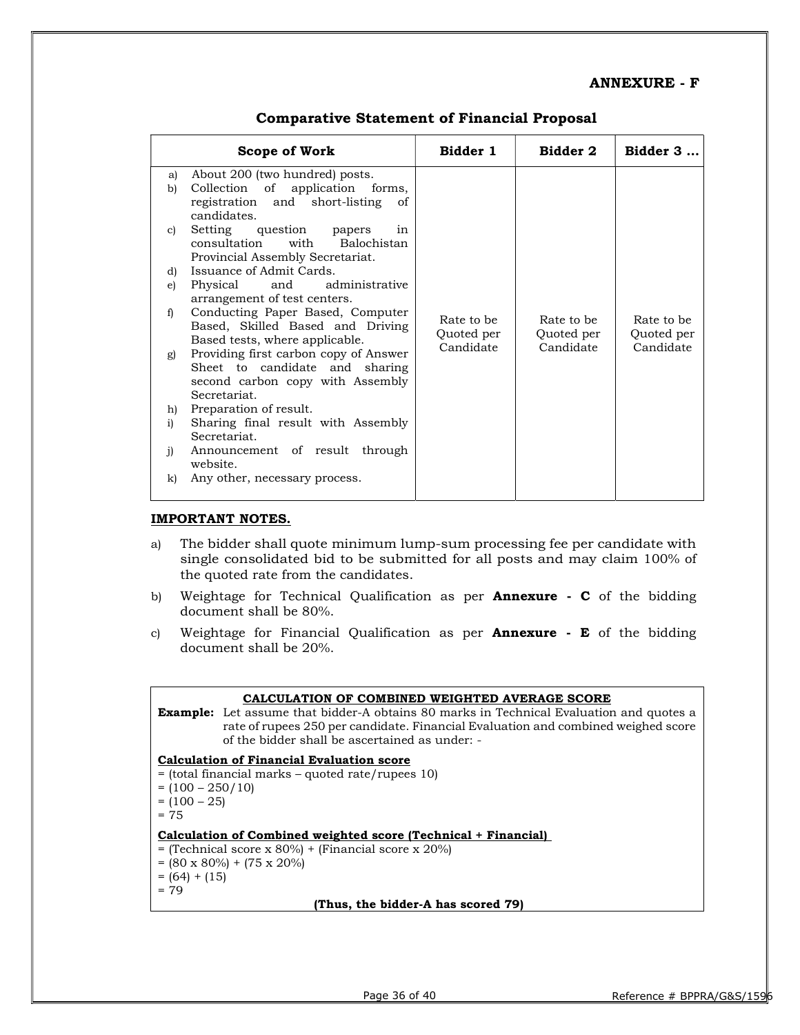**ANNEXURE - F**

## Comparative Statement of Financial Proposal

| Scope of Work | Bidder 1 | Bidder 2 | Bidder 3 … |
|---|---|---|---|
| a) About 200 (two hundred) posts.<br>b) Collection of application forms, registration and short-listing of candidates.<br>c) Setting question papers in consultation with Balochistan Provincial Assembly Secretariat.<br>d) Issuance of Admit Cards.<br>e) Physical and administrative arrangement of test centers.<br>f) Conducting Paper Based, Computer Based, Skilled Based and Driving Based tests, where applicable.<br>g) Providing first carbon copy of Answer Sheet to candidate and sharing second carbon copy with Assembly Secretariat.<br>h) Preparation of result.<br>i) Sharing final result with Assembly Secretariat.<br>j) Announcement of result through website.<br>k) Any other, necessary process. | Rate to be Quoted per Candidate | Rate to be Quoted per Candidate | Rate to be Quoted per Candidate |

**IMPORTANT NOTES.**

a) The bidder shall quote minimum lump-sum processing fee per candidate with single consolidated bid to be submitted for all posts and may claim 100% of the quoted rate from the candidates.

b) Weightage for Technical Qualification as per **Annexure - C** of the bidding document shall be 80%.

c) Weightage for Financial Qualification as per **Annexure - E** of the bidding document shall be 20%.

**CALCULATION OF COMBINED WEIGHTED AVERAGE SCORE**

**Example:** Let assume that bidder-A obtains 80 marks in Technical Evaluation and quotes a rate of rupees 250 per candidate. Financial Evaluation and combined weighed score of the bidder shall be ascertained as under: -

**Calculation of Financial Evaluation score**

= (total financial marks – quoted rate/rupees 10)
= (100 – 250/10)
= (100 – 25)
= 75

**Calculation of Combined weighted score (Technical + Financial)**

= (Technical score x 80%) + (Financial score x 20%)
= (80 x 80%) + (75 x 20%)
= (64) + (15)
= 79

**(Thus, the bidder-A has scored 79)**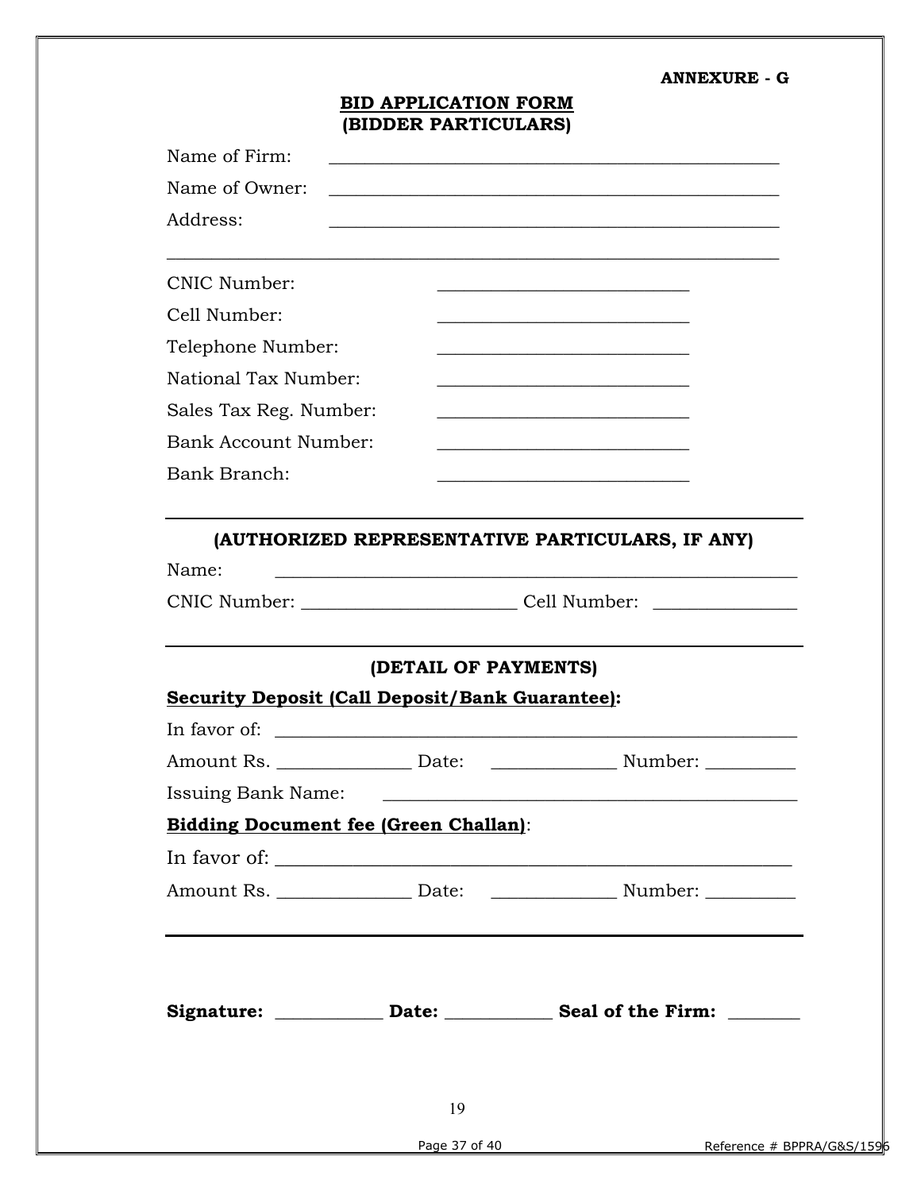**ANNEXURE - G**

## BID APPLICATION FORM
## (BIDDER PARTICULARS)

Name of Firm: ________________________________________________

Name of Owner: ________________________________________________

Address: ________________________________________________

________________________________________________________________

CNIC Number: ___________________________

Cell Number: ___________________________

Telephone Number: ___________________________

National Tax Number: ___________________________

Sales Tax Reg. Number: ___________________________

Bank Account Number: ___________________________

Bank Branch: ___________________________

---

### (AUTHORIZED REPRESENTATIVE PARTICULARS, IF ANY)

Name: ________________________________________________________

CNIC Number: _______________________ Cell Number: _______________

---

### (DETAIL OF PAYMENTS)

**Security Deposit (Call Deposit/Bank Guarantee):**

In favor of: ________________________________________________________

Amount Rs. ______________ Date: _____________ Number: _________

Issuing Bank Name: ____________________________________________

**Bidding Document fee (Green Challan)**:

In favor of: ________________________________________________________

Amount Rs. ______________ Date: _____________ Number: _________

---

**Signature:** ___________ **Date:** ___________ **Seal of the Firm:** _______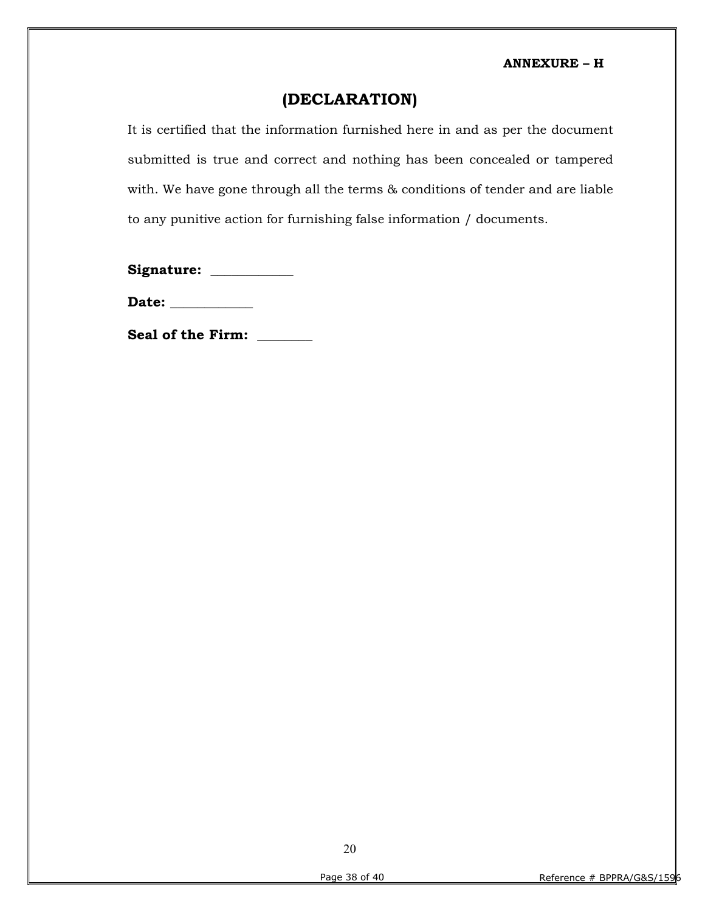**ANNEXURE – H**

## (DECLARATION)

It is certified that the information furnished here in and as per the document submitted is true and correct and nothing has been concealed or tampered with. We have gone through all the terms & conditions of tender and are liable to any punitive action for furnishing false information / documents.

**Signature:** ____________

**Date:** ____________

**Seal of the Firm:** ________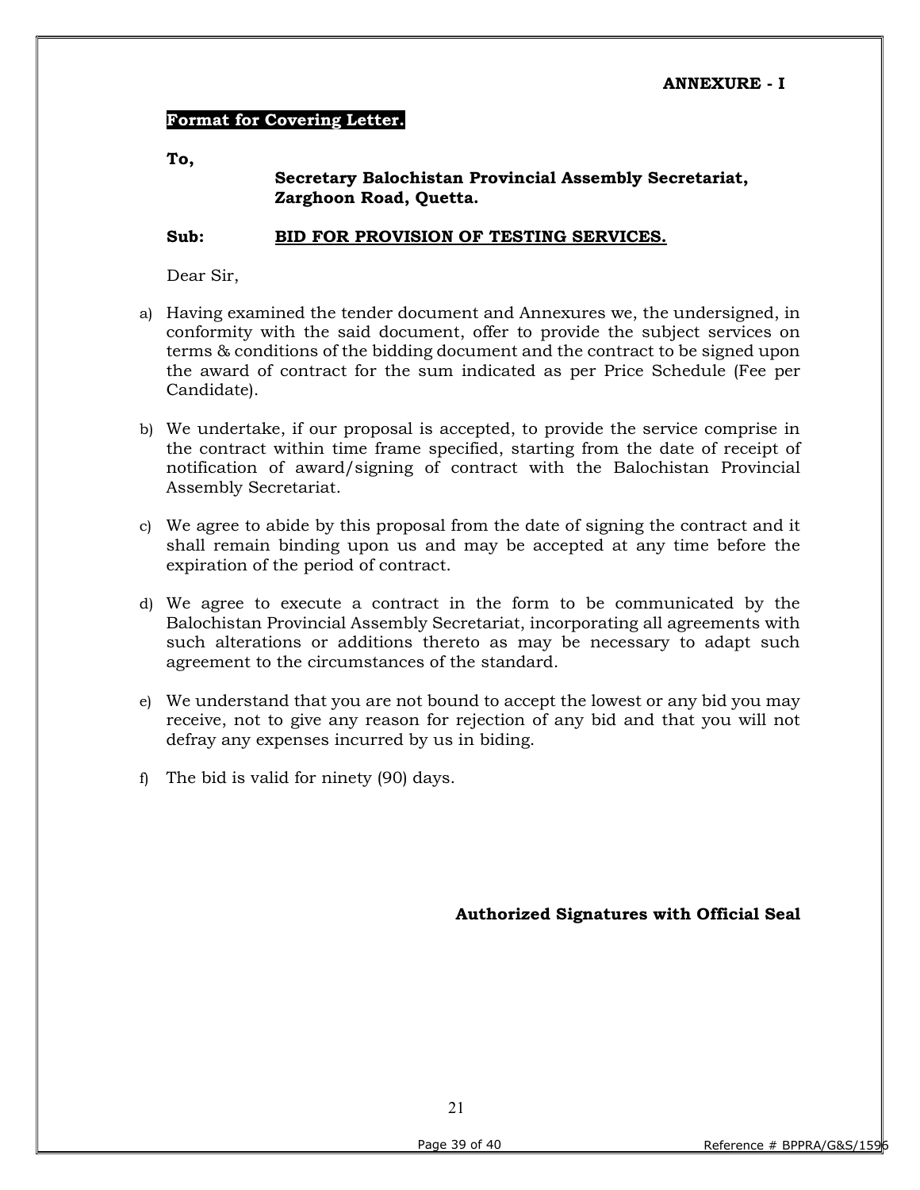**ANNEXURE - I**

**Format for Covering Letter.**

**To,**

**Secretary Balochistan Provincial Assembly Secretariat,**
**Zarghoon Road, Quetta.**

**Sub:** **BID FOR PROVISION OF TESTING SERVICES.**

Dear Sir,

a) Having examined the tender document and Annexures we, the undersigned, in conformity with the said document, offer to provide the subject services on terms & conditions of the bidding document and the contract to be signed upon the award of contract for the sum indicated as per Price Schedule (Fee per Candidate).

b) We undertake, if our proposal is accepted, to provide the service comprise in the contract within time frame specified, starting from the date of receipt of notification of award/signing of contract with the Balochistan Provincial Assembly Secretariat.

c) We agree to abide by this proposal from the date of signing the contract and it shall remain binding upon us and may be accepted at any time before the expiration of the period of contract.

d) We agree to execute a contract in the form to be communicated by the Balochistan Provincial Assembly Secretariat, incorporating all agreements with such alterations or additions thereto as may be necessary to adapt such agreement to the circumstances of the standard.

e) We understand that you are not bound to accept the lowest or any bid you may receive, not to give any reason for rejection of any bid and that you will not defray any expenses incurred by us in biding.

f) The bid is valid for ninety (90) days.

**Authorized Signatures with Official Seal**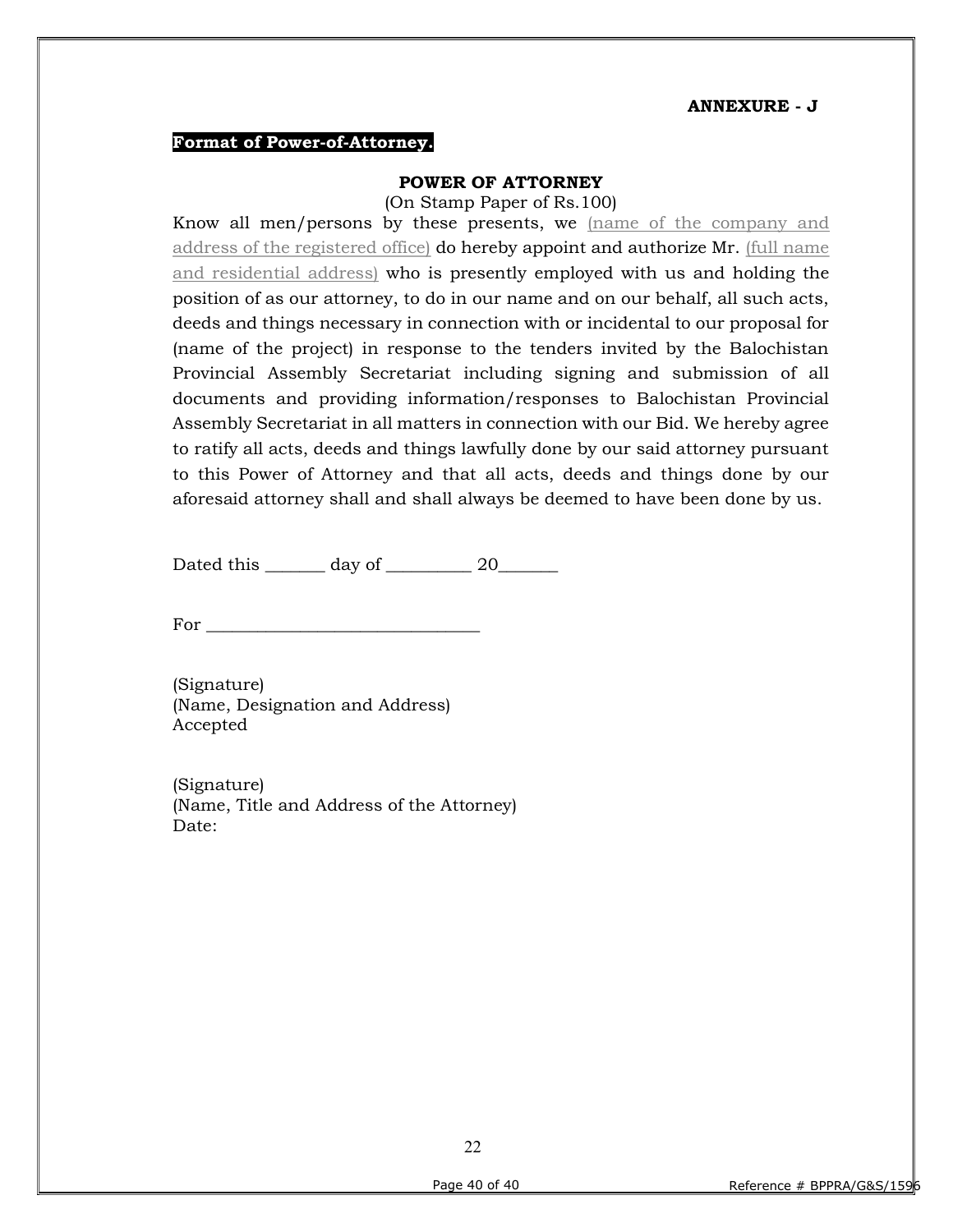**ANNEXURE - J**

**Format of Power-of-Attorney.**

**POWER OF ATTORNEY**

(On Stamp Paper of Rs.100)

Know all men/persons by these presents, we (name of the company and address of the registered office) do hereby appoint and authorize Mr. (full name and residential address) who is presently employed with us and holding the position of as our attorney, to do in our name and on our behalf, all such acts, deeds and things necessary in connection with or incidental to our proposal for (name of the project) in response to the tenders invited by the Balochistan Provincial Assembly Secretariat including signing and submission of all documents and providing information/responses to Balochistan Provincial Assembly Secretariat in all matters in connection with our Bid. We hereby agree to ratify all acts, deeds and things lawfully done by our said attorney pursuant to this Power of Attorney and that all acts, deeds and things done by our aforesaid attorney shall and shall always be deemed to have been done by us.

Dated this _______ day of __________ 20_______

For _______________________________

(Signature)
(Name, Designation and Address)
Accepted

(Signature)
(Name, Title and Address of the Attorney)
Date: